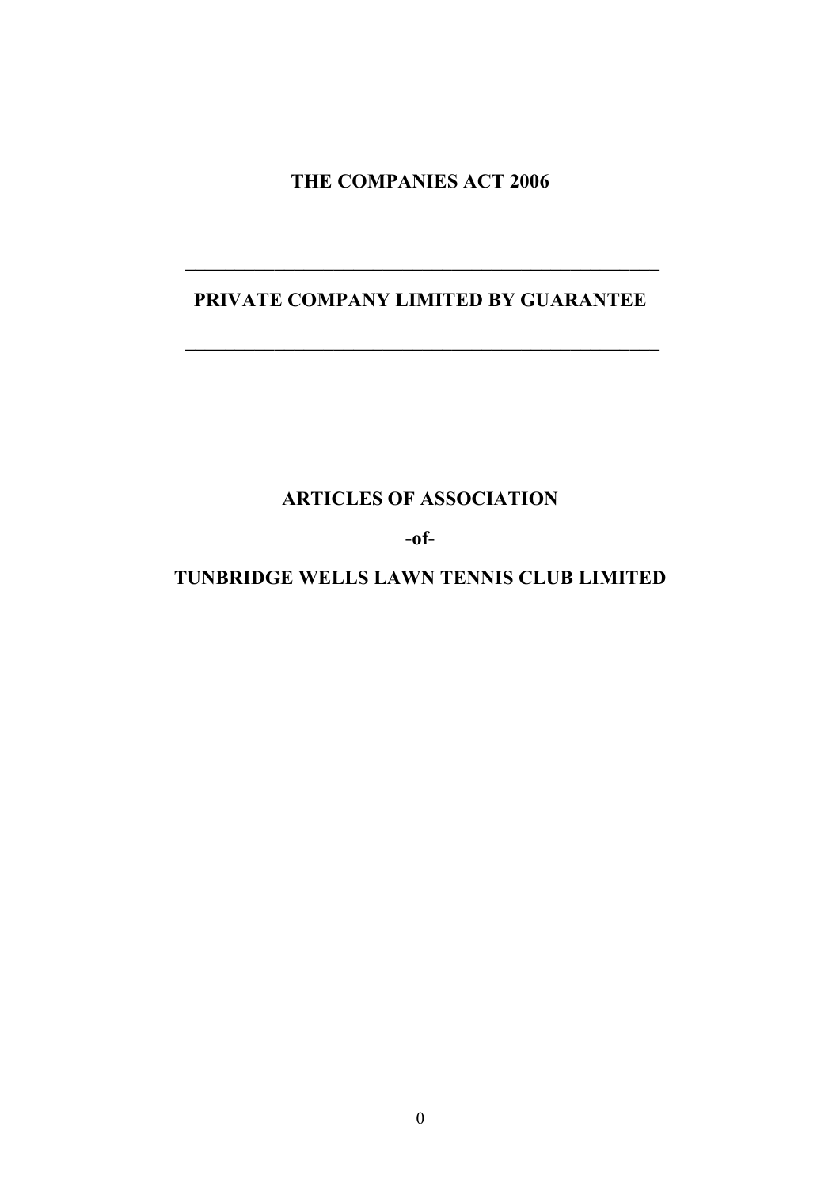# THE COMPANIES ACT 2006

---

## PRIVATE COMPANY LIMITED BY GUARANTEE

---

## ARTICLES OF ASSOCIATION

**-of-**

## TUNBRIDGE WELLS LAWN TENNIS CLUB LIMITED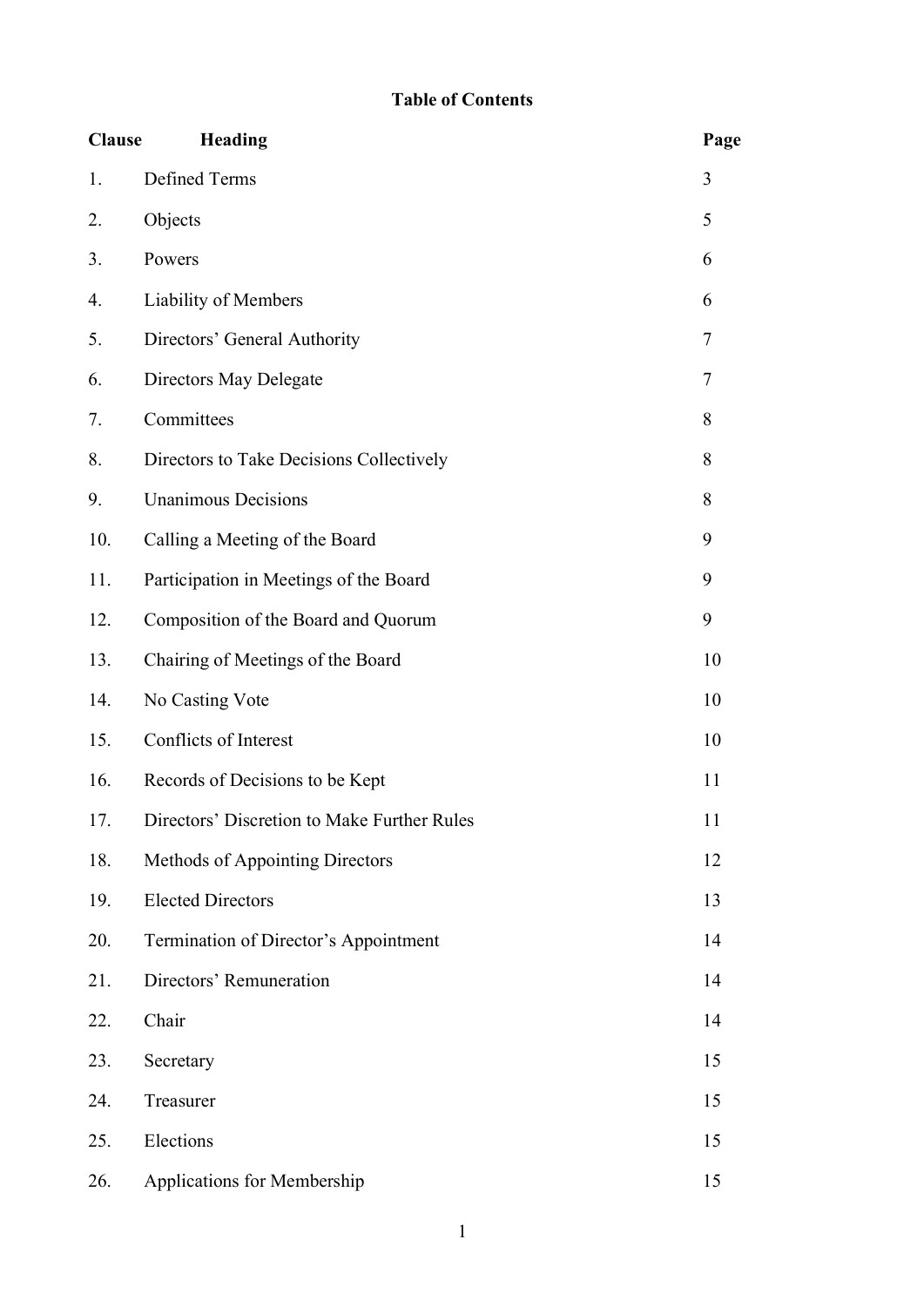**Table of Contents**

| Clause | Heading | Page |
|---|---|---|
| 1. | Defined Terms | 3 |
| 2. | Objects | 5 |
| 3. | Powers | 6 |
| 4. | Liability of Members | 6 |
| 5. | Directors' General Authority | 7 |
| 6. | Directors May Delegate | 7 |
| 7. | Committees | 8 |
| 8. | Directors to Take Decisions Collectively | 8 |
| 9. | Unanimous Decisions | 8 |
| 10. | Calling a Meeting of the Board | 9 |
| 11. | Participation in Meetings of the Board | 9 |
| 12. | Composition of the Board and Quorum | 9 |
| 13. | Chairing of Meetings of the Board | 10 |
| 14. | No Casting Vote | 10 |
| 15. | Conflicts of Interest | 10 |
| 16. | Records of Decisions to be Kept | 11 |
| 17. | Directors' Discretion to Make Further Rules | 11 |
| 18. | Methods of Appointing Directors | 12 |
| 19. | Elected Directors | 13 |
| 20. | Termination of Director's Appointment | 14 |
| 21. | Directors' Remuneration | 14 |
| 22. | Chair | 14 |
| 23. | Secretary | 15 |
| 24. | Treasurer | 15 |
| 25. | Elections | 15 |
| 26. | Applications for Membership | 15 |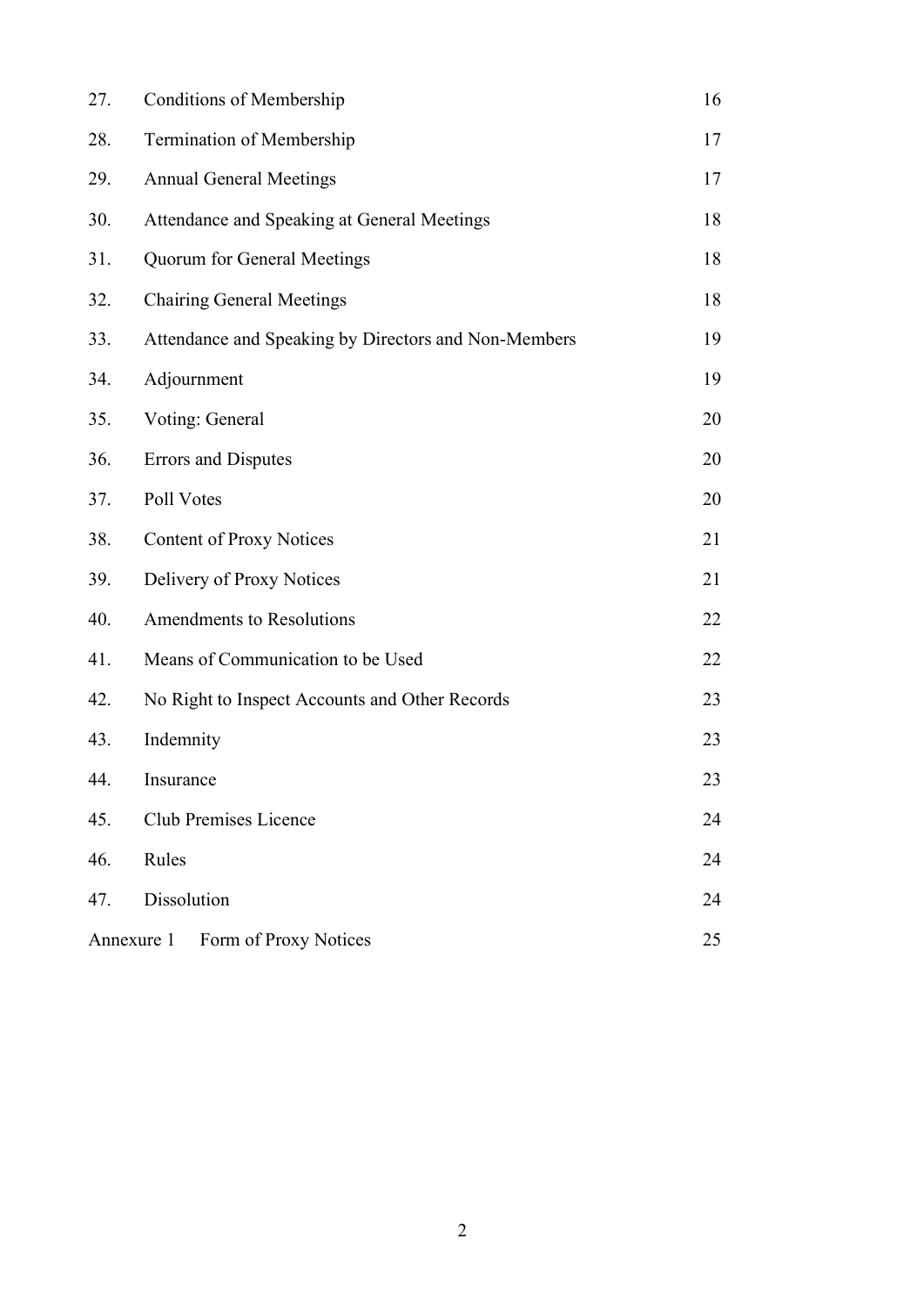| | | |
|---|---|---|
| 27. | Conditions of Membership | 16 |
| 28. | Termination of Membership | 17 |
| 29. | Annual General Meetings | 17 |
| 30. | Attendance and Speaking at General Meetings | 18 |
| 31. | Quorum for General Meetings | 18 |
| 32. | Chairing General Meetings | 18 |
| 33. | Attendance and Speaking by Directors and Non-Members | 19 |
| 34. | Adjournment | 19 |
| 35. | Voting: General | 20 |
| 36. | Errors and Disputes | 20 |
| 37. | Poll Votes | 20 |
| 38. | Content of Proxy Notices | 21 |
| 39. | Delivery of Proxy Notices | 21 |
| 40. | Amendments to Resolutions | 22 |
| 41. | Means of Communication to be Used | 22 |
| 42. | No Right to Inspect Accounts and Other Records | 23 |
| 43. | Indemnity | 23 |
| 44. | Insurance | 23 |
| 45. | Club Premises Licence | 24 |
| 46. | Rules | 24 |
| 47. | Dissolution | 24 |
| Annexure 1 | Form of Proxy Notices | 25 |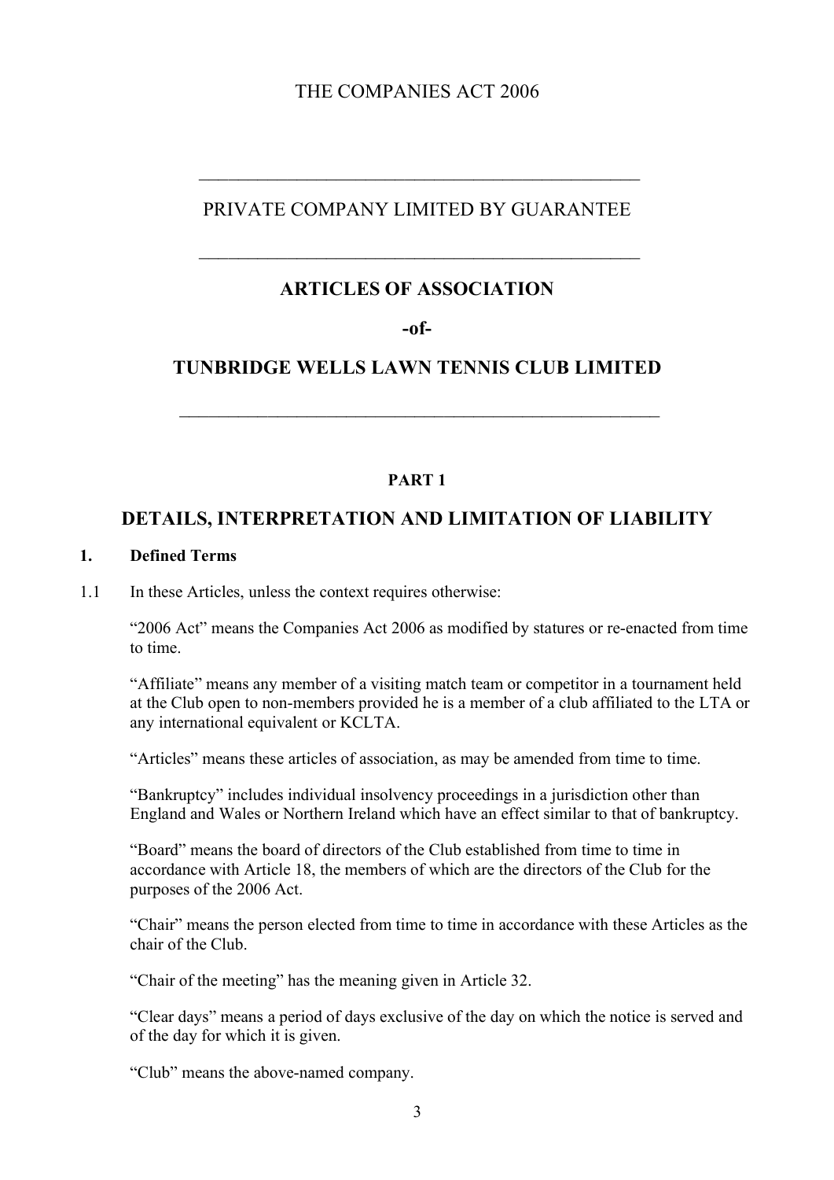THE COMPANIES ACT 2006

---

PRIVATE COMPANY LIMITED BY GUARANTEE

---

# ARTICLES OF ASSOCIATION

**-of-**

# TUNBRIDGE WELLS LAWN TENNIS CLUB LIMITED

---

**PART 1**

## DETAILS, INTERPRETATION AND LIMITATION OF LIABILITY

### 1. Defined Terms

1.1 In these Articles, unless the context requires otherwise:

"2006 Act" means the Companies Act 2006 as modified by statures or re-enacted from time to time.

"Affiliate" means any member of a visiting match team or competitor in a tournament held at the Club open to non-members provided he is a member of a club affiliated to the LTA or any international equivalent or KCLTA.

"Articles" means these articles of association, as may be amended from time to time.

"Bankruptcy" includes individual insolvency proceedings in a jurisdiction other than England and Wales or Northern Ireland which have an effect similar to that of bankruptcy.

"Board" means the board of directors of the Club established from time to time in accordance with Article 18, the members of which are the directors of the Club for the purposes of the 2006 Act.

"Chair" means the person elected from time to time in accordance with these Articles as the chair of the Club.

"Chair of the meeting" has the meaning given in Article 32.

"Clear days" means a period of days exclusive of the day on which the notice is served and of the day for which it is given.

"Club" means the above-named company.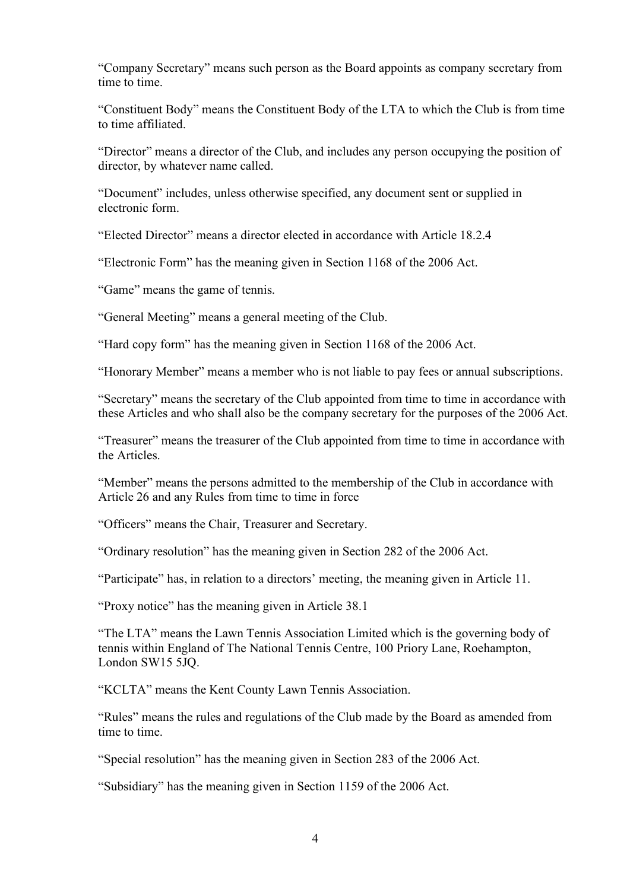"Company Secretary" means such person as the Board appoints as company secretary from time to time.

"Constituent Body" means the Constituent Body of the LTA to which the Club is from time to time affiliated.

"Director" means a director of the Club, and includes any person occupying the position of director, by whatever name called.

"Document" includes, unless otherwise specified, any document sent or supplied in electronic form.

"Elected Director" means a director elected in accordance with Article 18.2.4

"Electronic Form" has the meaning given in Section 1168 of the 2006 Act.

"Game" means the game of tennis.

"General Meeting" means a general meeting of the Club.

"Hard copy form" has the meaning given in Section 1168 of the 2006 Act.

"Honorary Member" means a member who is not liable to pay fees or annual subscriptions.

"Secretary" means the secretary of the Club appointed from time to time in accordance with these Articles and who shall also be the company secretary for the purposes of the 2006 Act.

"Treasurer" means the treasurer of the Club appointed from time to time in accordance with the Articles.

"Member" means the persons admitted to the membership of the Club in accordance with Article 26 and any Rules from time to time in force

"Officers" means the Chair, Treasurer and Secretary.

"Ordinary resolution" has the meaning given in Section 282 of the 2006 Act.

"Participate" has, in relation to a directors' meeting, the meaning given in Article 11.

"Proxy notice" has the meaning given in Article 38.1

"The LTA" means the Lawn Tennis Association Limited which is the governing body of tennis within England of The National Tennis Centre, 100 Priory Lane, Roehampton, London SW15 5JQ.

"KCLTA" means the Kent County Lawn Tennis Association.

"Rules" means the rules and regulations of the Club made by the Board as amended from time to time.

"Special resolution" has the meaning given in Section 283 of the 2006 Act.

"Subsidiary" has the meaning given in Section 1159 of the 2006 Act.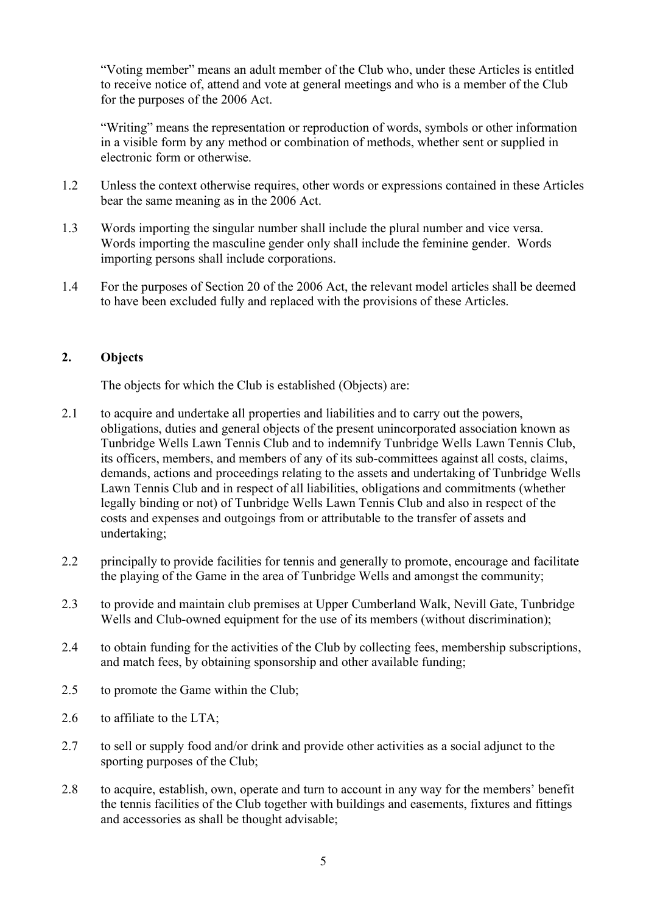"Voting member" means an adult member of the Club who, under these Articles is entitled to receive notice of, attend and vote at general meetings and who is a member of the Club for the purposes of the 2006 Act.

"Writing" means the representation or reproduction of words, symbols or other information in a visible form by any method or combination of methods, whether sent or supplied in electronic form or otherwise.

1.2 Unless the context otherwise requires, other words or expressions contained in these Articles bear the same meaning as in the 2006 Act.

1.3 Words importing the singular number shall include the plural number and vice versa. Words importing the masculine gender only shall include the feminine gender. Words importing persons shall include corporations.

1.4 For the purposes of Section 20 of the 2006 Act, the relevant model articles shall be deemed to have been excluded fully and replaced with the provisions of these Articles.

## 2. Objects

The objects for which the Club is established (Objects) are:

2.1 to acquire and undertake all properties and liabilities and to carry out the powers, obligations, duties and general objects of the present unincorporated association known as Tunbridge Wells Lawn Tennis Club and to indemnify Tunbridge Wells Lawn Tennis Club, its officers, members, and members of any of its sub-committees against all costs, claims, demands, actions and proceedings relating to the assets and undertaking of Tunbridge Wells Lawn Tennis Club and in respect of all liabilities, obligations and commitments (whether legally binding or not) of Tunbridge Wells Lawn Tennis Club and also in respect of the costs and expenses and outgoings from or attributable to the transfer of assets and undertaking;

2.2 principally to provide facilities for tennis and generally to promote, encourage and facilitate the playing of the Game in the area of Tunbridge Wells and amongst the community;

2.3 to provide and maintain club premises at Upper Cumberland Walk, Nevill Gate, Tunbridge Wells and Club-owned equipment for the use of its members (without discrimination);

2.4 to obtain funding for the activities of the Club by collecting fees, membership subscriptions, and match fees, by obtaining sponsorship and other available funding;

2.5 to promote the Game within the Club;

2.6 to affiliate to the LTA;

2.7 to sell or supply food and/or drink and provide other activities as a social adjunct to the sporting purposes of the Club;

2.8 to acquire, establish, own, operate and turn to account in any way for the members' benefit the tennis facilities of the Club together with buildings and easements, fixtures and fittings and accessories as shall be thought advisable;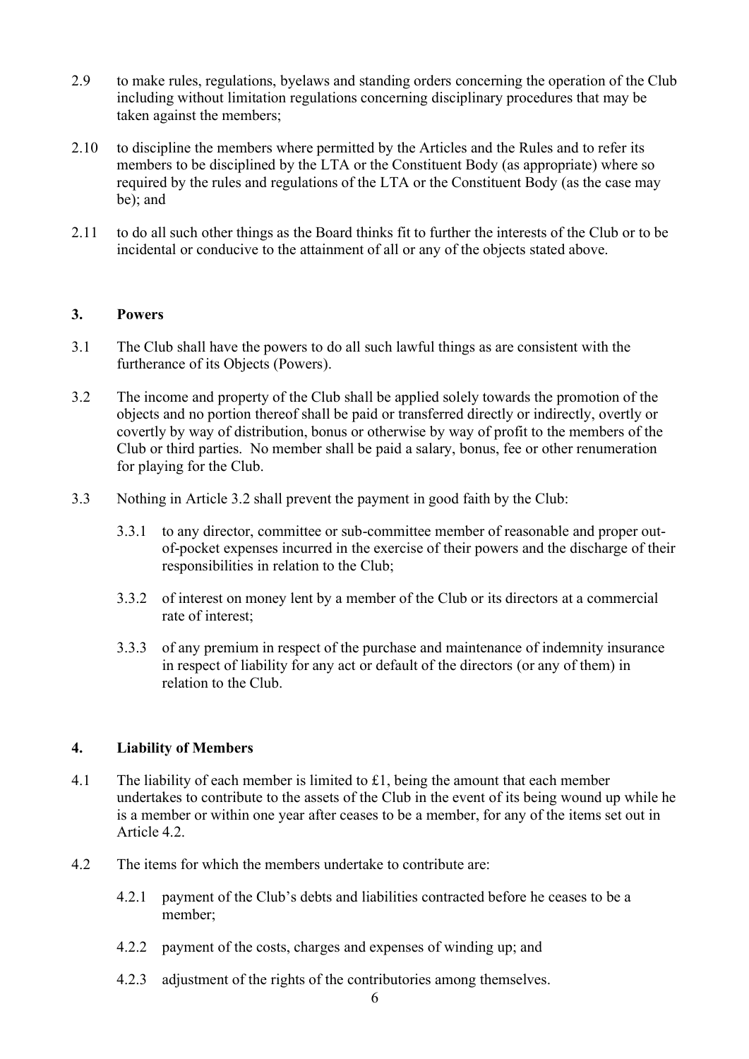2.9 to make rules, regulations, byelaws and standing orders concerning the operation of the Club including without limitation regulations concerning disciplinary procedures that may be taken against the members;

2.10 to discipline the members where permitted by the Articles and the Rules and to refer its members to be disciplined by the LTA or the Constituent Body (as appropriate) where so required by the rules and regulations of the LTA or the Constituent Body (as the case may be); and

2.11 to do all such other things as the Board thinks fit to further the interests of the Club or to be incidental or conducive to the attainment of all or any of the objects stated above.

## 3. Powers

3.1 The Club shall have the powers to do all such lawful things as are consistent with the furtherance of its Objects (Powers).

3.2 The income and property of the Club shall be applied solely towards the promotion of the objects and no portion thereof shall be paid or transferred directly or indirectly, overtly or covertly by way of distribution, bonus or otherwise by way of profit to the members of the Club or third parties. No member shall be paid a salary, bonus, fee or other renumeration for playing for the Club.

3.3 Nothing in Article 3.2 shall prevent the payment in good faith by the Club:

- 3.3.1 to any director, committee or sub-committee member of reasonable and proper out-of-pocket expenses incurred in the exercise of their powers and the discharge of their responsibilities in relation to the Club;
- 3.3.2 of interest on money lent by a member of the Club or its directors at a commercial rate of interest;
- 3.3.3 of any premium in respect of the purchase and maintenance of indemnity insurance in respect of liability for any act or default of the directors (or any of them) in relation to the Club.

## 4. Liability of Members

4.1 The liability of each member is limited to £1, being the amount that each member undertakes to contribute to the assets of the Club in the event of its being wound up while he is a member or within one year after ceases to be a member, for any of the items set out in Article 4.2.

4.2 The items for which the members undertake to contribute are:

- 4.2.1 payment of the Club's debts and liabilities contracted before he ceases to be a member;
- 4.2.2 payment of the costs, charges and expenses of winding up; and
- 4.2.3 adjustment of the rights of the contributories among themselves.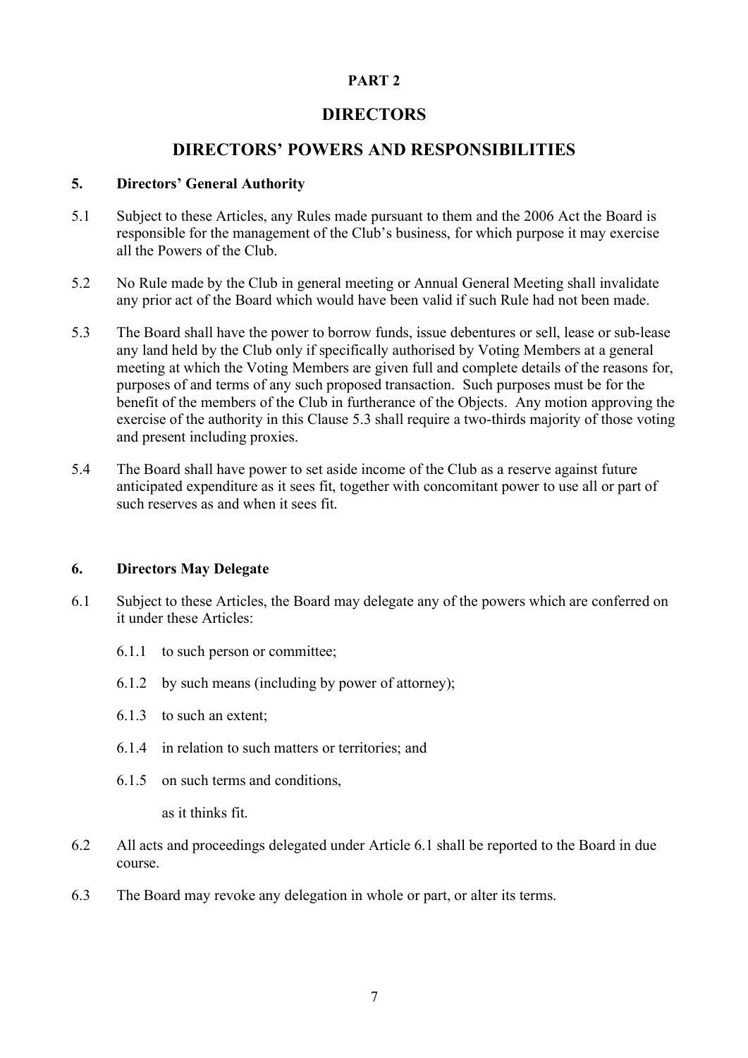# PART 2

# DIRECTORS

## DIRECTORS' POWERS AND RESPONSIBILITIES

### 5. Directors' General Authority

5.1 Subject to these Articles, any Rules made pursuant to them and the 2006 Act the Board is responsible for the management of the Club's business, for which purpose it may exercise all the Powers of the Club.

5.2 No Rule made by the Club in general meeting or Annual General Meeting shall invalidate any prior act of the Board which would have been valid if such Rule had not been made.

5.3 The Board shall have the power to borrow funds, issue debentures or sell, lease or sub-lease any land held by the Club only if specifically authorised by Voting Members at a general meeting at which the Voting Members are given full and complete details of the reasons for, purposes of and terms of any such proposed transaction. Such purposes must be for the benefit of the members of the Club in furtherance of the Objects. Any motion approving the exercise of the authority in this Clause 5.3 shall require a two-thirds majority of those voting and present including proxies.

5.4 The Board shall have power to set aside income of the Club as a reserve against future anticipated expenditure as it sees fit, together with concomitant power to use all or part of such reserves as and when it sees fit.

### 6. Directors May Delegate

6.1 Subject to these Articles, the Board may delegate any of the powers which are conferred on it under these Articles:

- 6.1.1 to such person or committee;
- 6.1.2 by such means (including by power of attorney);
- 6.1.3 to such an extent;
- 6.1.4 in relation to such matters or territories; and
- 6.1.5 on such terms and conditions,

as it thinks fit.

6.2 All acts and proceedings delegated under Article 6.1 shall be reported to the Board in due course.

6.3 The Board may revoke any delegation in whole or part, or alter its terms.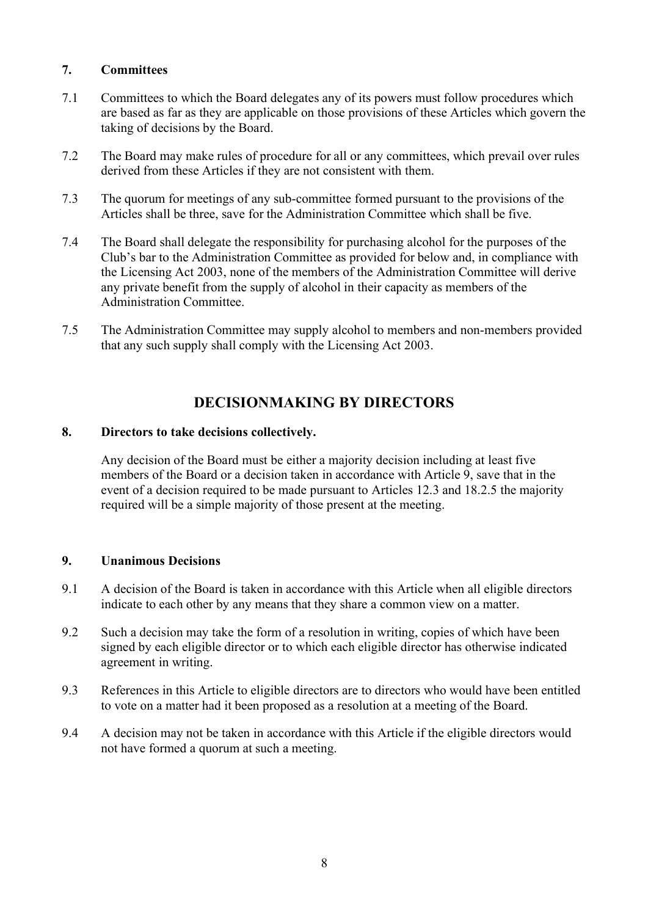## 7. Committees

7.1 Committees to which the Board delegates any of its powers must follow procedures which are based as far as they are applicable on those provisions of these Articles which govern the taking of decisions by the Board.

7.2 The Board may make rules of procedure for all or any committees, which prevail over rules derived from these Articles if they are not consistent with them.

7.3 The quorum for meetings of any sub-committee formed pursuant to the provisions of the Articles shall be three, save for the Administration Committee which shall be five.

7.4 The Board shall delegate the responsibility for purchasing alcohol for the purposes of the Club's bar to the Administration Committee as provided for below and, in compliance with the Licensing Act 2003, none of the members of the Administration Committee will derive any private benefit from the supply of alcohol in their capacity as members of the Administration Committee.

7.5 The Administration Committee may supply alcohol to members and non-members provided that any such supply shall comply with the Licensing Act 2003.

# DECISIONMAKING BY DIRECTORS

## 8. Directors to take decisions collectively.

Any decision of the Board must be either a majority decision including at least five members of the Board or a decision taken in accordance with Article 9, save that in the event of a decision required to be made pursuant to Articles 12.3 and 18.2.5 the majority required will be a simple majority of those present at the meeting.

## 9. Unanimous Decisions

9.1 A decision of the Board is taken in accordance with this Article when all eligible directors indicate to each other by any means that they share a common view on a matter.

9.2 Such a decision may take the form of a resolution in writing, copies of which have been signed by each eligible director or to which each eligible director has otherwise indicated agreement in writing.

9.3 References in this Article to eligible directors are to directors who would have been entitled to vote on a matter had it been proposed as a resolution at a meeting of the Board.

9.4 A decision may not be taken in accordance with this Article if the eligible directors would not have formed a quorum at such a meeting.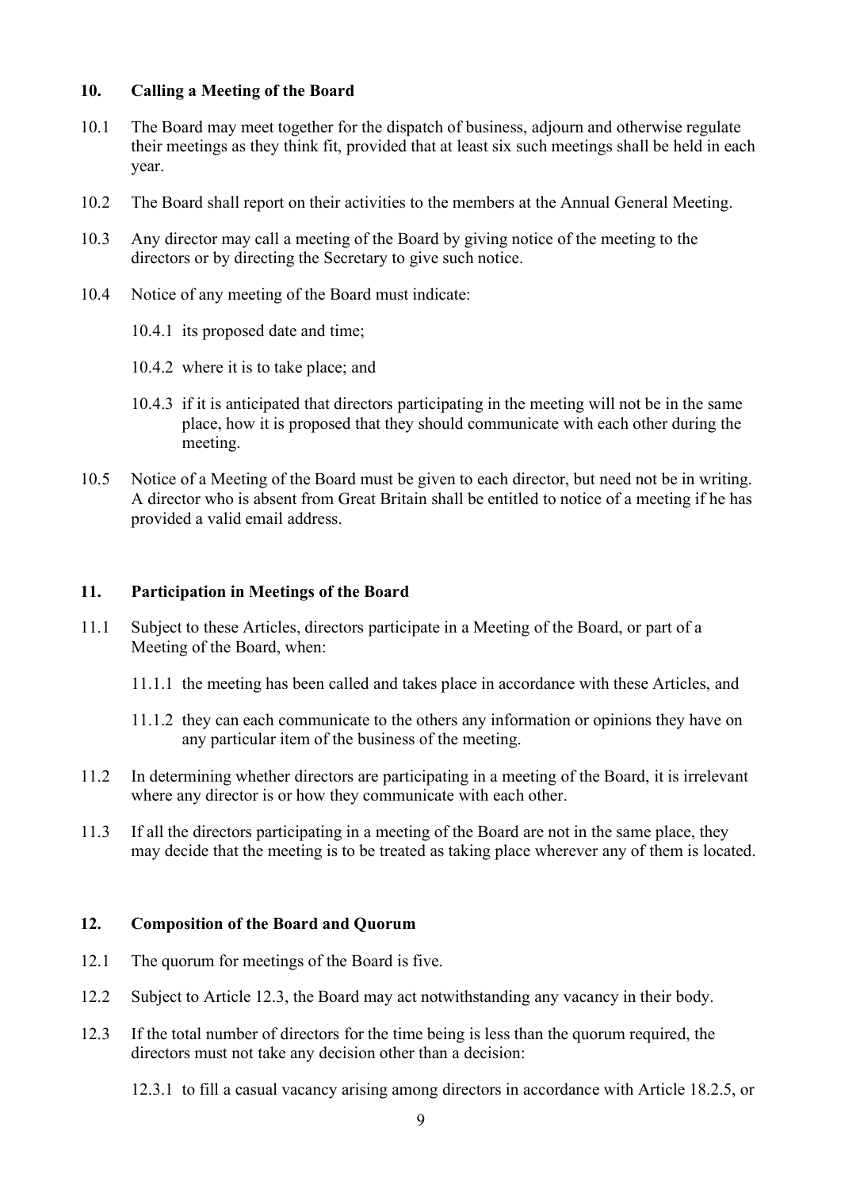## 10. Calling a Meeting of the Board

10.1 The Board may meet together for the dispatch of business, adjourn and otherwise regulate their meetings as they think fit, provided that at least six such meetings shall be held in each year.

10.2 The Board shall report on their activities to the members at the Annual General Meeting.

10.3 Any director may call a meeting of the Board by giving notice of the meeting to the directors or by directing the Secretary to give such notice.

10.4 Notice of any meeting of the Board must indicate:

10.4.1 its proposed date and time;

10.4.2 where it is to take place; and

10.4.3 if it is anticipated that directors participating in the meeting will not be in the same place, how it is proposed that they should communicate with each other during the meeting.

10.5 Notice of a Meeting of the Board must be given to each director, but need not be in writing. A director who is absent from Great Britain shall be entitled to notice of a meeting if he has provided a valid email address.

## 11. Participation in Meetings of the Board

11.1 Subject to these Articles, directors participate in a Meeting of the Board, or part of a Meeting of the Board, when:

11.1.1 the meeting has been called and takes place in accordance with these Articles, and

11.1.2 they can each communicate to the others any information or opinions they have on any particular item of the business of the meeting.

11.2 In determining whether directors are participating in a meeting of the Board, it is irrelevant where any director is or how they communicate with each other.

11.3 If all the directors participating in a meeting of the Board are not in the same place, they may decide that the meeting is to be treated as taking place wherever any of them is located.

## 12. Composition of the Board and Quorum

12.1 The quorum for meetings of the Board is five.

12.2 Subject to Article 12.3, the Board may act notwithstanding any vacancy in their body.

12.3 If the total number of directors for the time being is less than the quorum required, the directors must not take any decision other than a decision:

12.3.1 to fill a casual vacancy arising among directors in accordance with Article 18.2.5, or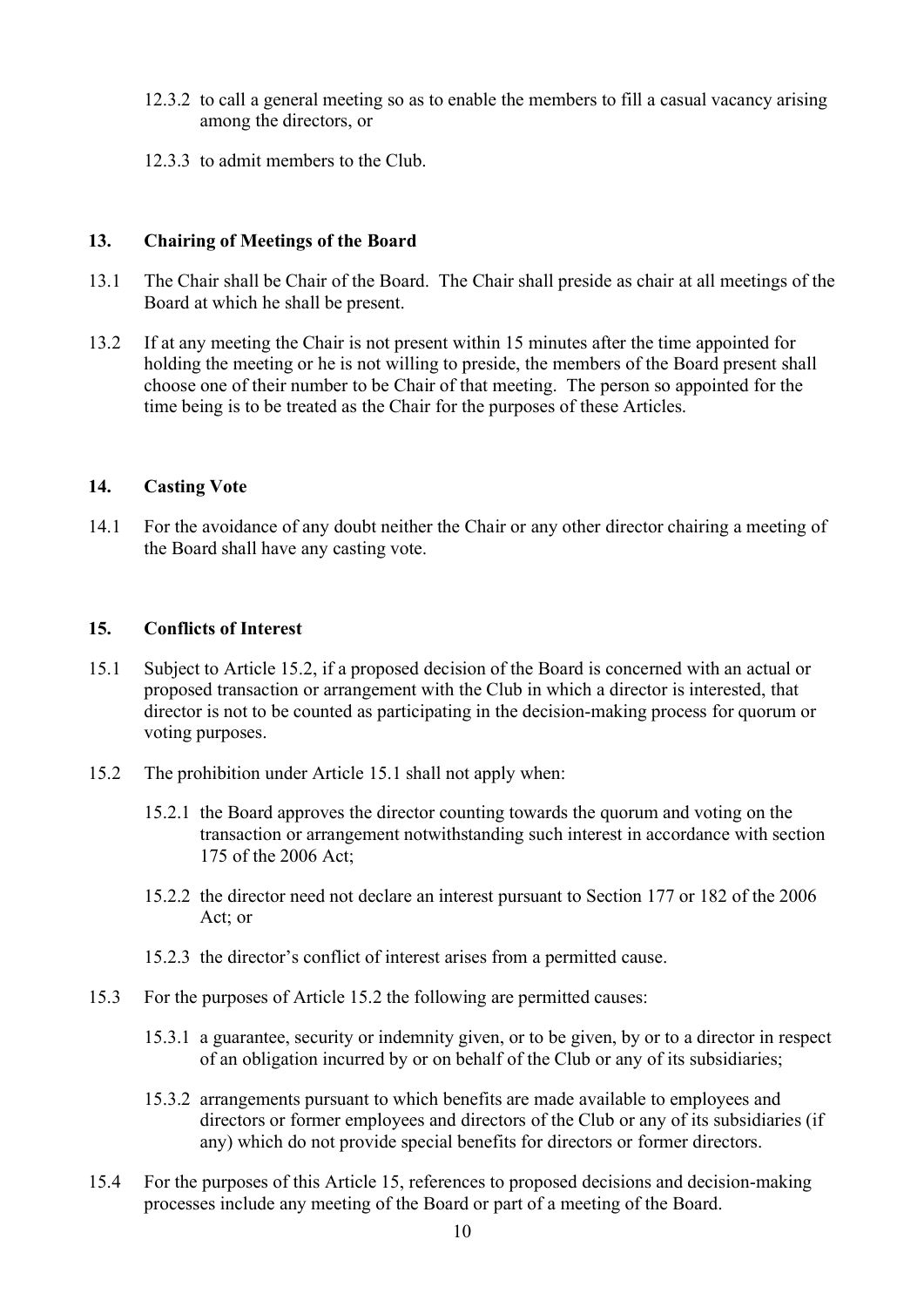12.3.2 to call a general meeting so as to enable the members to fill a casual vacancy arising among the directors, or

12.3.3 to admit members to the Club.

## 13. Chairing of Meetings of the Board

13.1 The Chair shall be Chair of the Board. The Chair shall preside as chair at all meetings of the Board at which he shall be present.

13.2 If at any meeting the Chair is not present within 15 minutes after the time appointed for holding the meeting or he is not willing to preside, the members of the Board present shall choose one of their number to be Chair of that meeting. The person so appointed for the time being is to be treated as the Chair for the purposes of these Articles.

## 14. Casting Vote

14.1 For the avoidance of any doubt neither the Chair or any other director chairing a meeting of the Board shall have any casting vote.

## 15. Conflicts of Interest

15.1 Subject to Article 15.2, if a proposed decision of the Board is concerned with an actual or proposed transaction or arrangement with the Club in which a director is interested, that director is not to be counted as participating in the decision-making process for quorum or voting purposes.

15.2 The prohibition under Article 15.1 shall not apply when:

15.2.1 the Board approves the director counting towards the quorum and voting on the transaction or arrangement notwithstanding such interest in accordance with section 175 of the 2006 Act;

15.2.2 the director need not declare an interest pursuant to Section 177 or 182 of the 2006 Act; or

15.2.3 the director's conflict of interest arises from a permitted cause.

15.3 For the purposes of Article 15.2 the following are permitted causes:

15.3.1 a guarantee, security or indemnity given, or to be given, by or to a director in respect of an obligation incurred by or on behalf of the Club or any of its subsidiaries;

15.3.2 arrangements pursuant to which benefits are made available to employees and directors or former employees and directors of the Club or any of its subsidiaries (if any) which do not provide special benefits for directors or former directors.

15.4 For the purposes of this Article 15, references to proposed decisions and decision-making processes include any meeting of the Board or part of a meeting of the Board.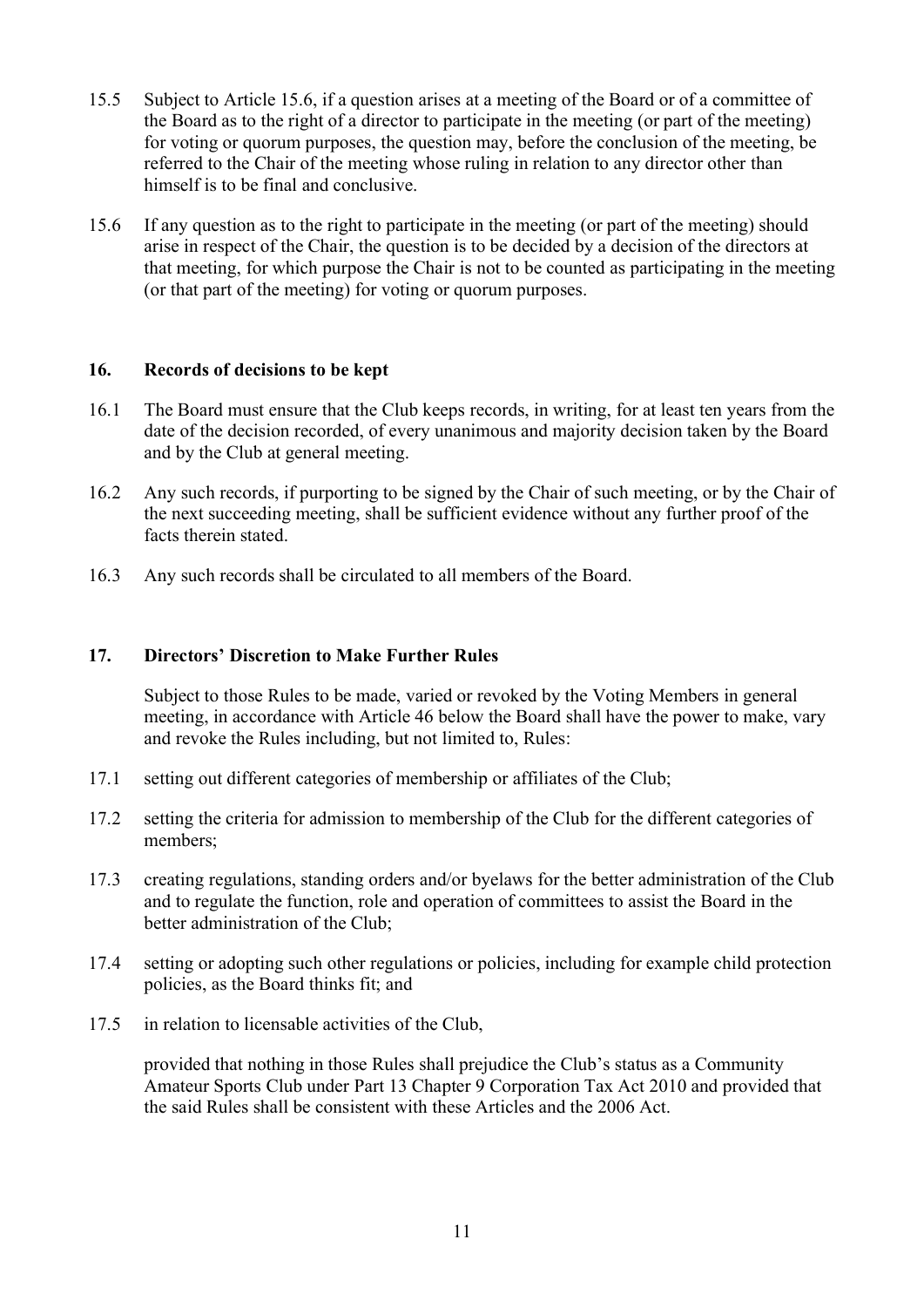15.5 Subject to Article 15.6, if a question arises at a meeting of the Board or of a committee of the Board as to the right of a director to participate in the meeting (or part of the meeting) for voting or quorum purposes, the question may, before the conclusion of the meeting, be referred to the Chair of the meeting whose ruling in relation to any director other than himself is to be final and conclusive.

15.6 If any question as to the right to participate in the meeting (or part of the meeting) should arise in respect of the Chair, the question is to be decided by a decision of the directors at that meeting, for which purpose the Chair is not to be counted as participating in the meeting (or that part of the meeting) for voting or quorum purposes.

## 16. Records of decisions to be kept

16.1 The Board must ensure that the Club keeps records, in writing, for at least ten years from the date of the decision recorded, of every unanimous and majority decision taken by the Board and by the Club at general meeting.

16.2 Any such records, if purporting to be signed by the Chair of such meeting, or by the Chair of the next succeeding meeting, shall be sufficient evidence without any further proof of the facts therein stated.

16.3 Any such records shall be circulated to all members of the Board.

## 17. Directors' Discretion to Make Further Rules

Subject to those Rules to be made, varied or revoked by the Voting Members in general meeting, in accordance with Article 46 below the Board shall have the power to make, vary and revoke the Rules including, but not limited to, Rules:

17.1 setting out different categories of membership or affiliates of the Club;

17.2 setting the criteria for admission to membership of the Club for the different categories of members;

17.3 creating regulations, standing orders and/or byelaws for the better administration of the Club and to regulate the function, role and operation of committees to assist the Board in the better administration of the Club;

17.4 setting or adopting such other regulations or policies, including for example child protection policies, as the Board thinks fit; and

17.5 in relation to licensable activities of the Club,

provided that nothing in those Rules shall prejudice the Club's status as a Community Amateur Sports Club under Part 13 Chapter 9 Corporation Tax Act 2010 and provided that the said Rules shall be consistent with these Articles and the 2006 Act.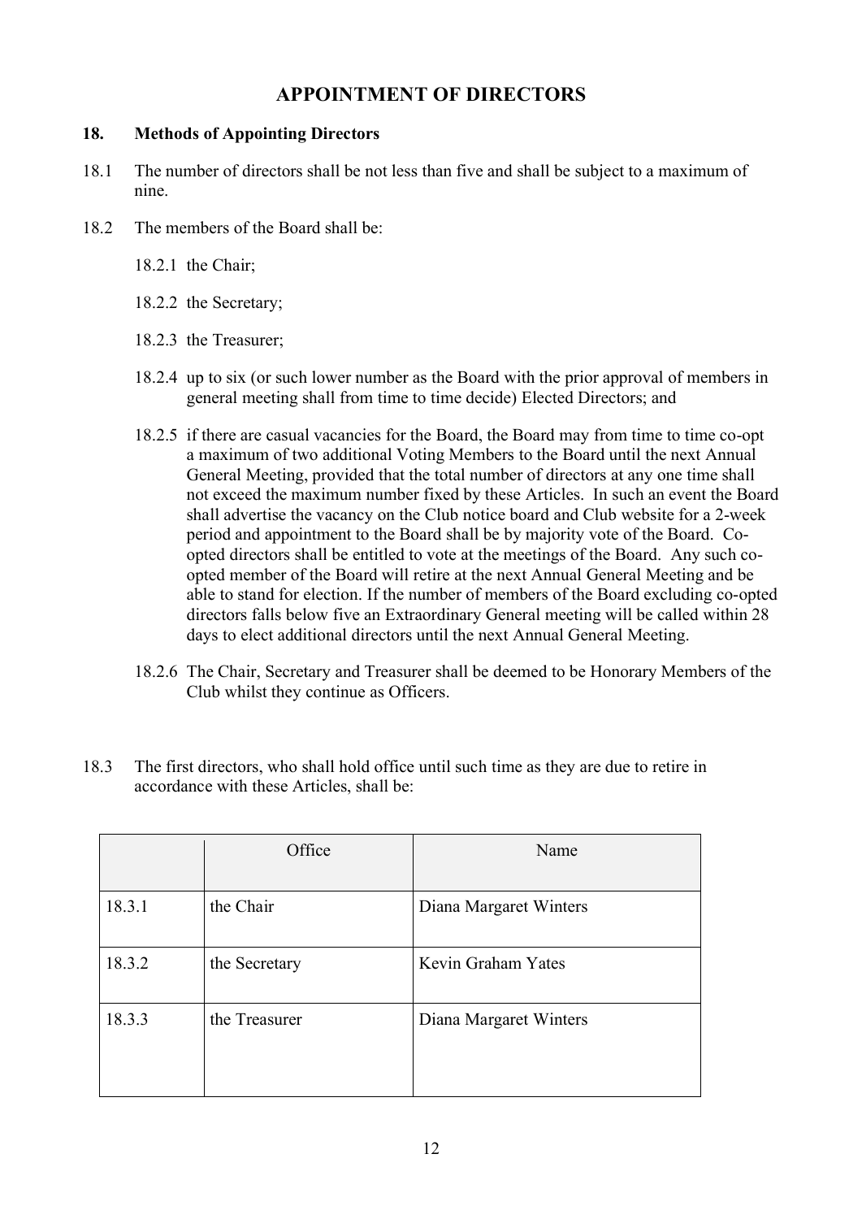# APPOINTMENT OF DIRECTORS

## 18. Methods of Appointing Directors

18.1 The number of directors shall be not less than five and shall be subject to a maximum of nine.

18.2 The members of the Board shall be:

18.2.1 the Chair;

18.2.2 the Secretary;

18.2.3 the Treasurer;

18.2.4 up to six (or such lower number as the Board with the prior approval of members in general meeting shall from time to time decide) Elected Directors; and

18.2.5 if there are casual vacancies for the Board, the Board may from time to time co-opt a maximum of two additional Voting Members to the Board until the next Annual General Meeting, provided that the total number of directors at any one time shall not exceed the maximum number fixed by these Articles. In such an event the Board shall advertise the vacancy on the Club notice board and Club website for a 2-week period and appointment to the Board shall be by majority vote of the Board. Co-opted directors shall be entitled to vote at the meetings of the Board. Any such co-opted member of the Board will retire at the next Annual General Meeting and be able to stand for election. If the number of members of the Board excluding co-opted directors falls below five an Extraordinary General meeting will be called within 28 days to elect additional directors until the next Annual General Meeting.

18.2.6 The Chair, Secretary and Treasurer shall be deemed to be Honorary Members of the Club whilst they continue as Officers.

18.3 The first directors, who shall hold office until such time as they are due to retire in accordance with these Articles, shall be:

| | Office | Name |
|---|---|---|
| 18.3.1 | the Chair | Diana Margaret Winters |
| 18.3.2 | the Secretary | Kevin Graham Yates |
| 18.3.3 | the Treasurer | Diana Margaret Winters |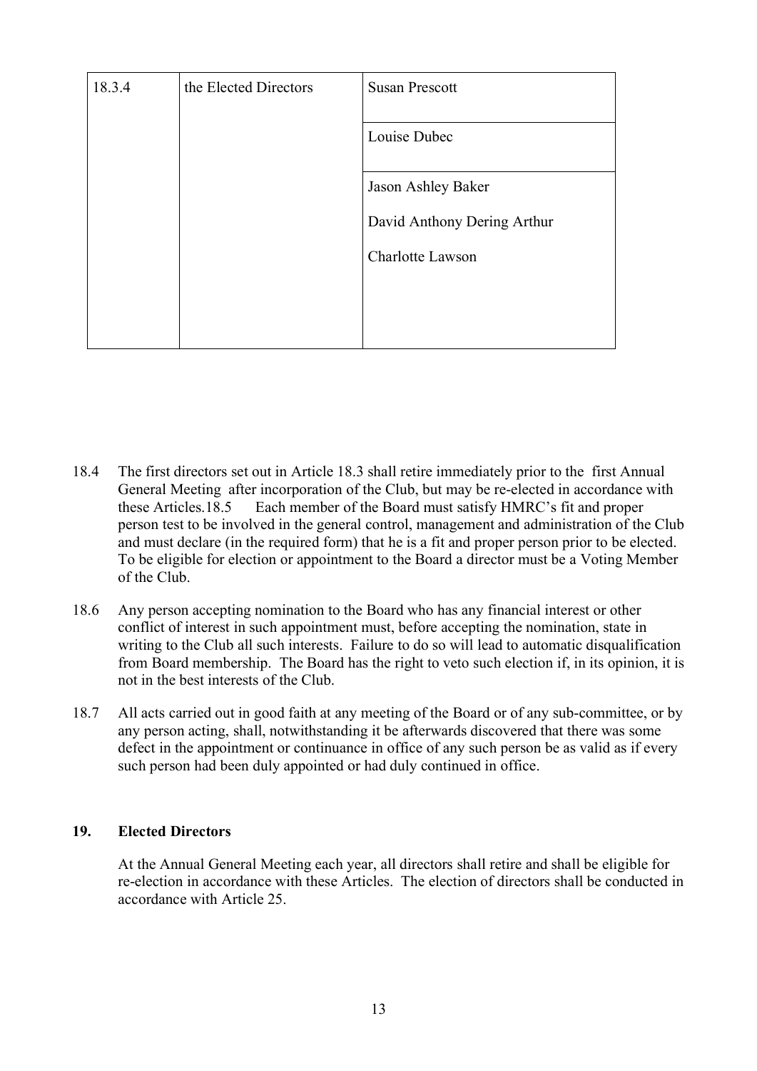| 18.3.4 | the Elected Directors | Susan Prescott |
|---|---|---|
| | | Louise Dubec |
| | | Jason Ashley Baker<br>David Anthony Dering Arthur<br>Charlotte Lawson |

18.4 The first directors set out in Article 18.3 shall retire immediately prior to the first Annual General Meeting after incorporation of the Club, but may be re-elected in accordance with these Articles.18.5 Each member of the Board must satisfy HMRC's fit and proper person test to be involved in the general control, management and administration of the Club and must declare (in the required form) that he is a fit and proper person prior to be elected. To be eligible for election or appointment to the Board a director must be a Voting Member of the Club.

18.6 Any person accepting nomination to the Board who has any financial interest or other conflict of interest in such appointment must, before accepting the nomination, state in writing to the Club all such interests. Failure to do so will lead to automatic disqualification from Board membership. The Board has the right to veto such election if, in its opinion, it is not in the best interests of the Club.

18.7 All acts carried out in good faith at any meeting of the Board or of any sub-committee, or by any person acting, shall, notwithstanding it be afterwards discovered that there was some defect in the appointment or continuance in office of any such person be as valid as if every such person had been duly appointed or had duly continued in office.

## 19. Elected Directors

At the Annual General Meeting each year, all directors shall retire and shall be eligible for re-election in accordance with these Articles. The election of directors shall be conducted in accordance with Article 25.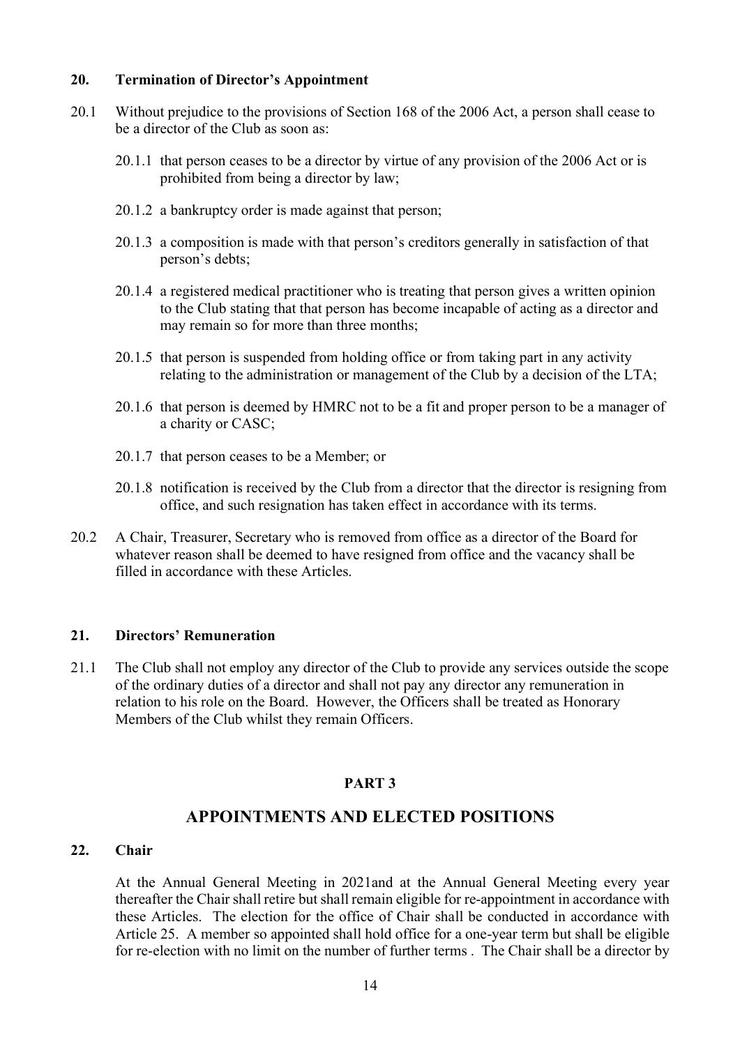### 20. Termination of Director's Appointment

20.1 Without prejudice to the provisions of Section 168 of the 2006 Act, a person shall cease to be a director of the Club as soon as:

20.1.1 that person ceases to be a director by virtue of any provision of the 2006 Act or is prohibited from being a director by law;

20.1.2 a bankruptcy order is made against that person;

20.1.3 a composition is made with that person's creditors generally in satisfaction of that person's debts;

20.1.4 a registered medical practitioner who is treating that person gives a written opinion to the Club stating that that person has become incapable of acting as a director and may remain so for more than three months;

20.1.5 that person is suspended from holding office or from taking part in any activity relating to the administration or management of the Club by a decision of the LTA;

20.1.6 that person is deemed by HMRC not to be a fit and proper person to be a manager of a charity or CASC;

20.1.7 that person ceases to be a Member; or

20.1.8 notification is received by the Club from a director that the director is resigning from office, and such resignation has taken effect in accordance with its terms.

20.2 A Chair, Treasurer, Secretary who is removed from office as a director of the Board for whatever reason shall be deemed to have resigned from office and the vacancy shall be filled in accordance with these Articles.

### 21. Directors' Remuneration

21.1 The Club shall not employ any director of the Club to provide any services outside the scope of the ordinary duties of a director and shall not pay any director any remuneration in relation to his role on the Board. However, the Officers shall be treated as Honorary Members of the Club whilst they remain Officers.

## PART 3

## APPOINTMENTS AND ELECTED POSITIONS

### 22. Chair

At the Annual General Meeting in 2021and at the Annual General Meeting every year thereafter the Chair shall retire but shall remain eligible for re-appointment in accordance with these Articles. The election for the office of Chair shall be conducted in accordance with Article 25. A member so appointed shall hold office for a one-year term but shall be eligible for re-election with no limit on the number of further terms . The Chair shall be a director by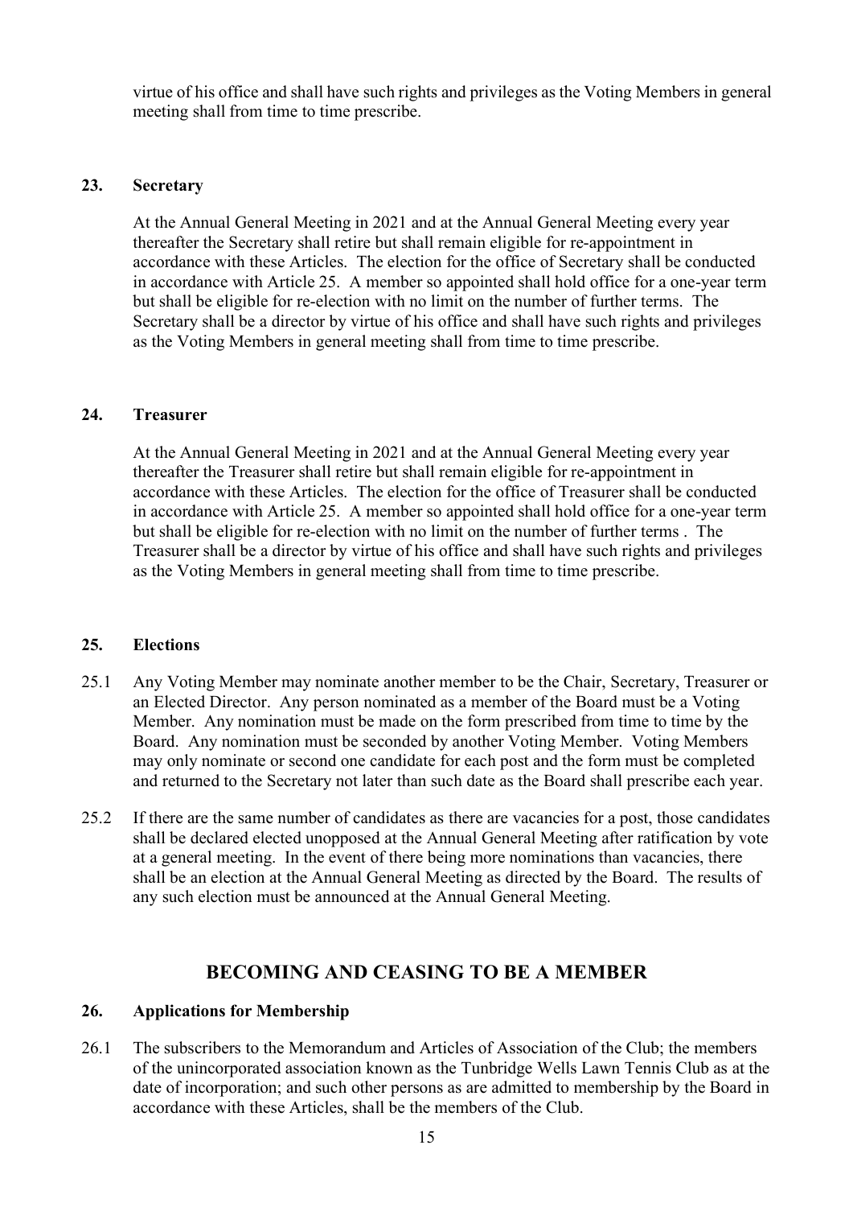virtue of his office and shall have such rights and privileges as the Voting Members in general meeting shall from time to time prescribe.

### 23. Secretary

At the Annual General Meeting in 2021 and at the Annual General Meeting every year thereafter the Secretary shall retire but shall remain eligible for re-appointment in accordance with these Articles. The election for the office of Secretary shall be conducted in accordance with Article 25. A member so appointed shall hold office for a one-year term but shall be eligible for re-election with no limit on the number of further terms. The Secretary shall be a director by virtue of his office and shall have such rights and privileges as the Voting Members in general meeting shall from time to time prescribe.

### 24. Treasurer

At the Annual General Meeting in 2021 and at the Annual General Meeting every year thereafter the Treasurer shall retire but shall remain eligible for re-appointment in accordance with these Articles. The election for the office of Treasurer shall be conducted in accordance with Article 25. A member so appointed shall hold office for a one-year term but shall be eligible for re-election with no limit on the number of further terms . The Treasurer shall be a director by virtue of his office and shall have such rights and privileges as the Voting Members in general meeting shall from time to time prescribe.

### 25. Elections

25.1 Any Voting Member may nominate another member to be the Chair, Secretary, Treasurer or an Elected Director. Any person nominated as a member of the Board must be a Voting Member. Any nomination must be made on the form prescribed from time to time by the Board. Any nomination must be seconded by another Voting Member. Voting Members may only nominate or second one candidate for each post and the form must be completed and returned to the Secretary not later than such date as the Board shall prescribe each year.

25.2 If there are the same number of candidates as there are vacancies for a post, those candidates shall be declared elected unopposed at the Annual General Meeting after ratification by vote at a general meeting. In the event of there being more nominations than vacancies, there shall be an election at the Annual General Meeting as directed by the Board. The results of any such election must be announced at the Annual General Meeting.

## BECOMING AND CEASING TO BE A MEMBER

### 26. Applications for Membership

26.1 The subscribers to the Memorandum and Articles of Association of the Club; the members of the unincorporated association known as the Tunbridge Wells Lawn Tennis Club as at the date of incorporation; and such other persons as are admitted to membership by the Board in accordance with these Articles, shall be the members of the Club.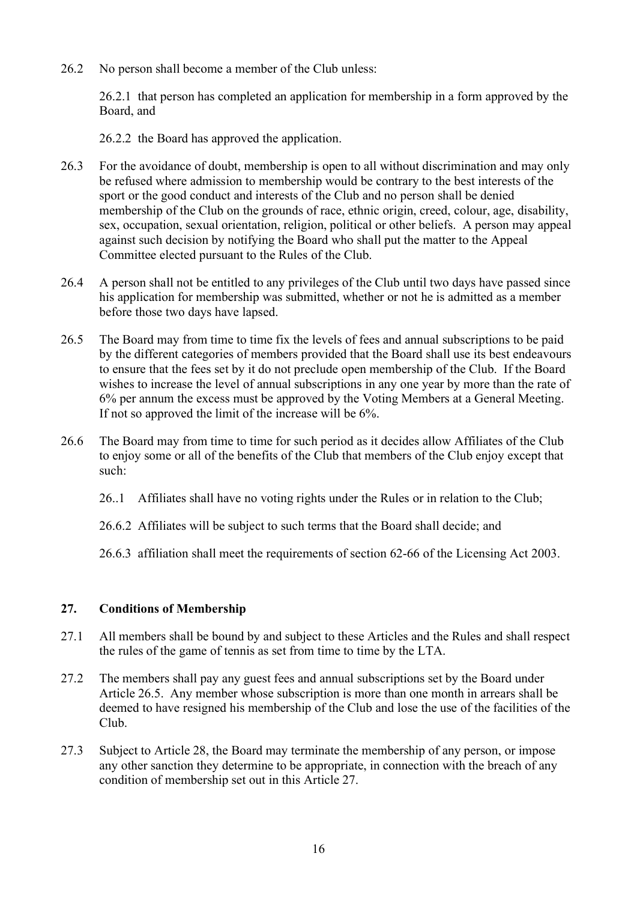26.2 No person shall become a member of the Club unless:

26.2.1 that person has completed an application for membership in a form approved by the Board, and

26.2.2 the Board has approved the application.

26.3 For the avoidance of doubt, membership is open to all without discrimination and may only be refused where admission to membership would be contrary to the best interests of the sport or the good conduct and interests of the Club and no person shall be denied membership of the Club on the grounds of race, ethnic origin, creed, colour, age, disability, sex, occupation, sexual orientation, religion, political or other beliefs. A person may appeal against such decision by notifying the Board who shall put the matter to the Appeal Committee elected pursuant to the Rules of the Club.

26.4 A person shall not be entitled to any privileges of the Club until two days have passed since his application for membership was submitted, whether or not he is admitted as a member before those two days have lapsed.

26.5 The Board may from time to time fix the levels of fees and annual subscriptions to be paid by the different categories of members provided that the Board shall use its best endeavours to ensure that the fees set by it do not preclude open membership of the Club. If the Board wishes to increase the level of annual subscriptions in any one year by more than the rate of 6% per annum the excess must be approved by the Voting Members at a General Meeting. If not so approved the limit of the increase will be 6%.

26.6 The Board may from time to time for such period as it decides allow Affiliates of the Club to enjoy some or all of the benefits of the Club that members of the Club enjoy except that such:

26..1 Affiliates shall have no voting rights under the Rules or in relation to the Club;

26.6.2 Affiliates will be subject to such terms that the Board shall decide; and

26.6.3 affiliation shall meet the requirements of section 62-66 of the Licensing Act 2003.

## 27. Conditions of Membership

27.1 All members shall be bound by and subject to these Articles and the Rules and shall respect the rules of the game of tennis as set from time to time by the LTA.

27.2 The members shall pay any guest fees and annual subscriptions set by the Board under Article 26.5. Any member whose subscription is more than one month in arrears shall be deemed to have resigned his membership of the Club and lose the use of the facilities of the Club.

27.3 Subject to Article 28, the Board may terminate the membership of any person, or impose any other sanction they determine to be appropriate, in connection with the breach of any condition of membership set out in this Article 27.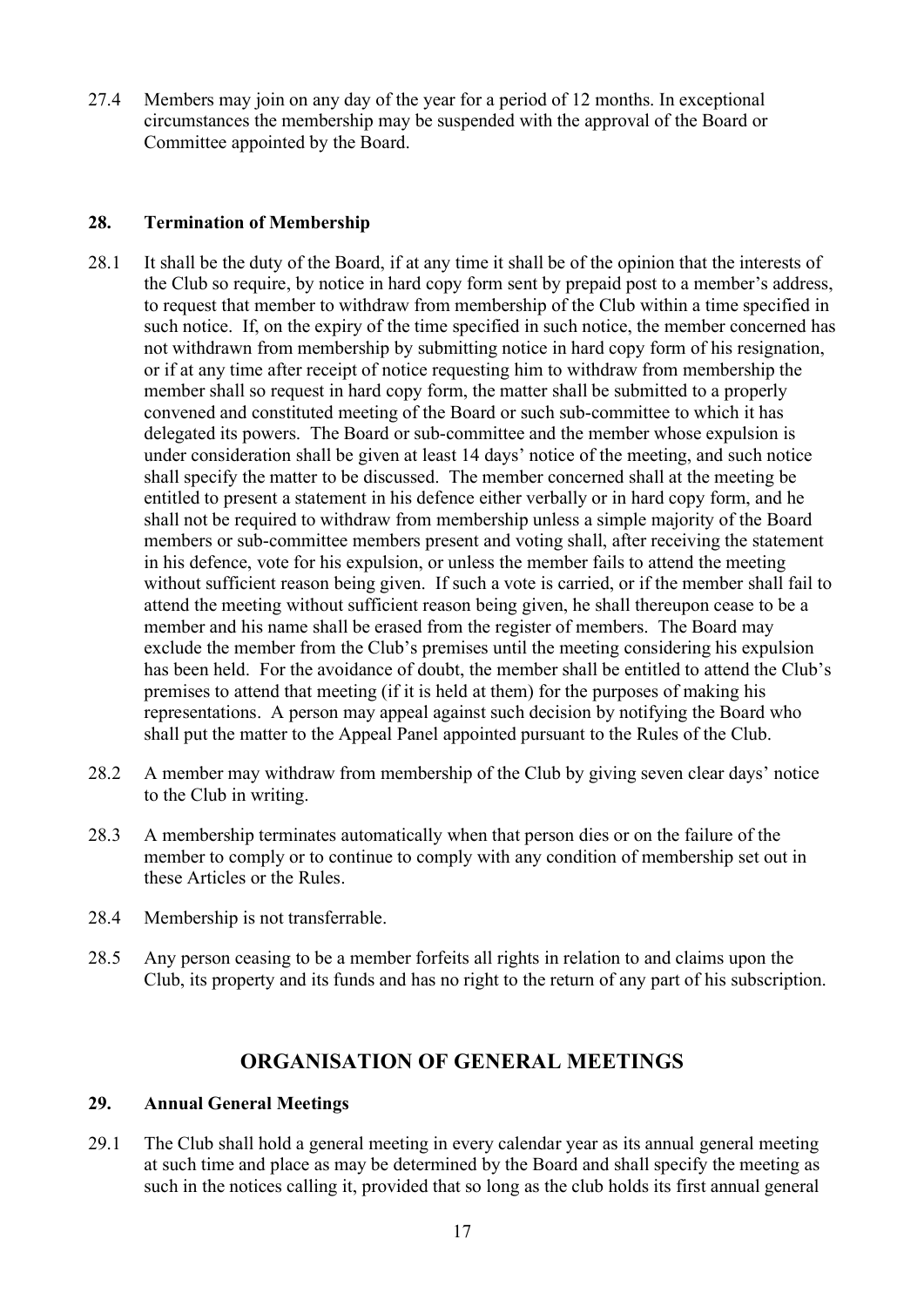27.4 Members may join on any day of the year for a period of 12 months. In exceptional circumstances the membership may be suspended with the approval of the Board or Committee appointed by the Board.

### 28. Termination of Membership

28.1 It shall be the duty of the Board, if at any time it shall be of the opinion that the interests of the Club so require, by notice in hard copy form sent by prepaid post to a member's address, to request that member to withdraw from membership of the Club within a time specified in such notice. If, on the expiry of the time specified in such notice, the member concerned has not withdrawn from membership by submitting notice in hard copy form of his resignation, or if at any time after receipt of notice requesting him to withdraw from membership the member shall so request in hard copy form, the matter shall be submitted to a properly convened and constituted meeting of the Board or such sub-committee to which it has delegated its powers. The Board or sub-committee and the member whose expulsion is under consideration shall be given at least 14 days' notice of the meeting, and such notice shall specify the matter to be discussed. The member concerned shall at the meeting be entitled to present a statement in his defence either verbally or in hard copy form, and he shall not be required to withdraw from membership unless a simple majority of the Board members or sub-committee members present and voting shall, after receiving the statement in his defence, vote for his expulsion, or unless the member fails to attend the meeting without sufficient reason being given. If such a vote is carried, or if the member shall fail to attend the meeting without sufficient reason being given, he shall thereupon cease to be a member and his name shall be erased from the register of members. The Board may exclude the member from the Club's premises until the meeting considering his expulsion has been held. For the avoidance of doubt, the member shall be entitled to attend the Club's premises to attend that meeting (if it is held at them) for the purposes of making his representations. A person may appeal against such decision by notifying the Board who shall put the matter to the Appeal Panel appointed pursuant to the Rules of the Club.

28.2 A member may withdraw from membership of the Club by giving seven clear days' notice to the Club in writing.

28.3 A membership terminates automatically when that person dies or on the failure of the member to comply or to continue to comply with any condition of membership set out in these Articles or the Rules.

28.4 Membership is not transferrable.

28.5 Any person ceasing to be a member forfeits all rights in relation to and claims upon the Club, its property and its funds and has no right to the return of any part of his subscription.

## ORGANISATION OF GENERAL MEETINGS

### 29. Annual General Meetings

29.1 The Club shall hold a general meeting in every calendar year as its annual general meeting at such time and place as may be determined by the Board and shall specify the meeting as such in the notices calling it, provided that so long as the club holds its first annual general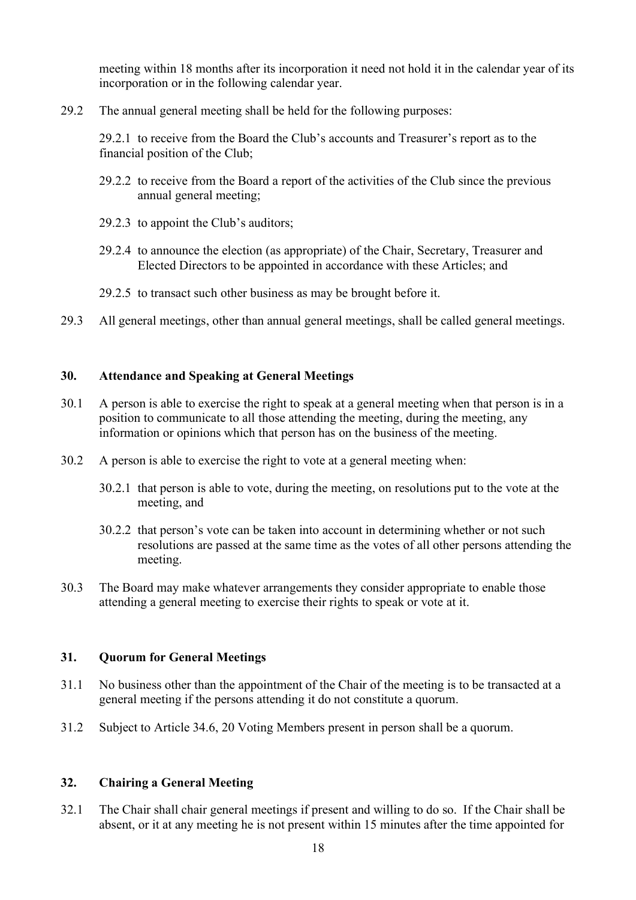meeting within 18 months after its incorporation it need not hold it in the calendar year of its incorporation or in the following calendar year.

29.2 The annual general meeting shall be held for the following purposes:

29.2.1 to receive from the Board the Club's accounts and Treasurer's report as to the financial position of the Club;

29.2.2 to receive from the Board a report of the activities of the Club since the previous annual general meeting;

29.2.3 to appoint the Club's auditors;

29.2.4 to announce the election (as appropriate) of the Chair, Secretary, Treasurer and Elected Directors to be appointed in accordance with these Articles; and

29.2.5 to transact such other business as may be brought before it.

29.3 All general meetings, other than annual general meetings, shall be called general meetings.

## 30. Attendance and Speaking at General Meetings

30.1 A person is able to exercise the right to speak at a general meeting when that person is in a position to communicate to all those attending the meeting, during the meeting, any information or opinions which that person has on the business of the meeting.

30.2 A person is able to exercise the right to vote at a general meeting when:

30.2.1 that person is able to vote, during the meeting, on resolutions put to the vote at the meeting, and

30.2.2 that person's vote can be taken into account in determining whether or not such resolutions are passed at the same time as the votes of all other persons attending the meeting.

30.3 The Board may make whatever arrangements they consider appropriate to enable those attending a general meeting to exercise their rights to speak or vote at it.

## 31. Quorum for General Meetings

31.1 No business other than the appointment of the Chair of the meeting is to be transacted at a general meeting if the persons attending it do not constitute a quorum.

31.2 Subject to Article 34.6, 20 Voting Members present in person shall be a quorum.

## 32. Chairing a General Meeting

32.1 The Chair shall chair general meetings if present and willing to do so. If the Chair shall be absent, or it at any meeting he is not present within 15 minutes after the time appointed for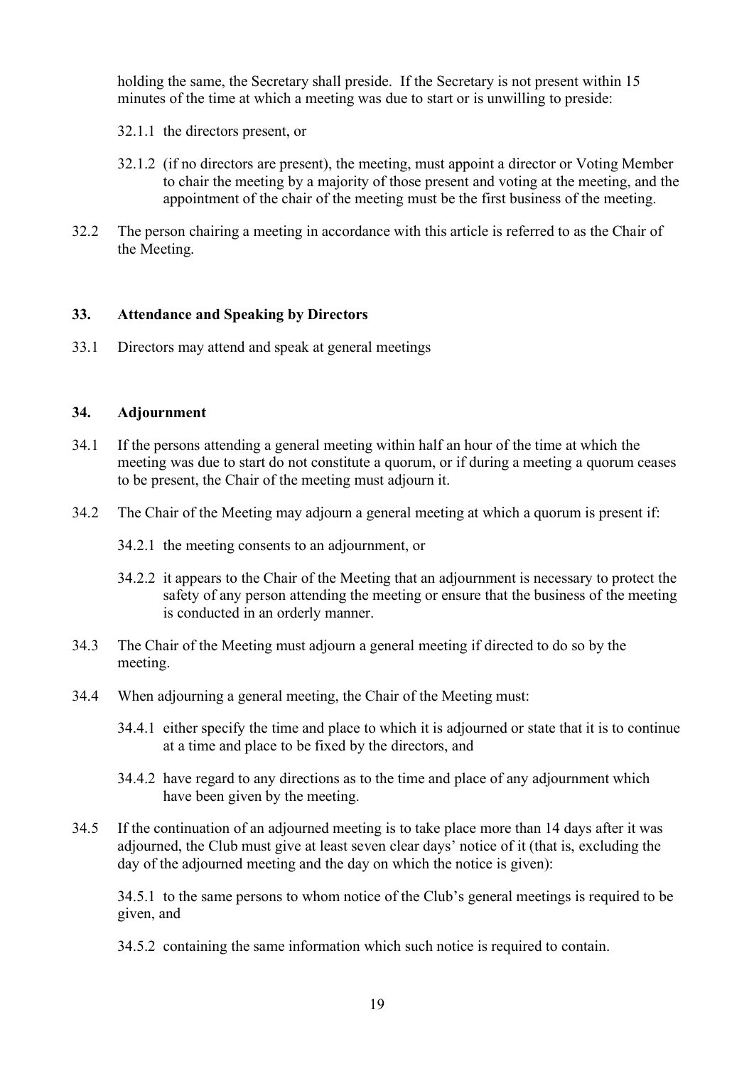holding the same, the Secretary shall preside. If the Secretary is not present within 15 minutes of the time at which a meeting was due to start or is unwilling to preside:

32.1.1 the directors present, or

32.1.2 (if no directors are present), the meeting, must appoint a director or Voting Member to chair the meeting by a majority of those present and voting at the meeting, and the appointment of the chair of the meeting must be the first business of the meeting.

32.2 The person chairing a meeting in accordance with this article is referred to as the Chair of the Meeting.

### 33. Attendance and Speaking by Directors

33.1 Directors may attend and speak at general meetings

### 34. Adjournment

34.1 If the persons attending a general meeting within half an hour of the time at which the meeting was due to start do not constitute a quorum, or if during a meeting a quorum ceases to be present, the Chair of the meeting must adjourn it.

34.2 The Chair of the Meeting may adjourn a general meeting at which a quorum is present if:

34.2.1 the meeting consents to an adjournment, or

34.2.2 it appears to the Chair of the Meeting that an adjournment is necessary to protect the safety of any person attending the meeting or ensure that the business of the meeting is conducted in an orderly manner.

34.3 The Chair of the Meeting must adjourn a general meeting if directed to do so by the meeting.

34.4 When adjourning a general meeting, the Chair of the Meeting must:

34.4.1 either specify the time and place to which it is adjourned or state that it is to continue at a time and place to be fixed by the directors, and

34.4.2 have regard to any directions as to the time and place of any adjournment which have been given by the meeting.

34.5 If the continuation of an adjourned meeting is to take place more than 14 days after it was adjourned, the Club must give at least seven clear days' notice of it (that is, excluding the day of the adjourned meeting and the day on which the notice is given):

34.5.1 to the same persons to whom notice of the Club's general meetings is required to be given, and

34.5.2 containing the same information which such notice is required to contain.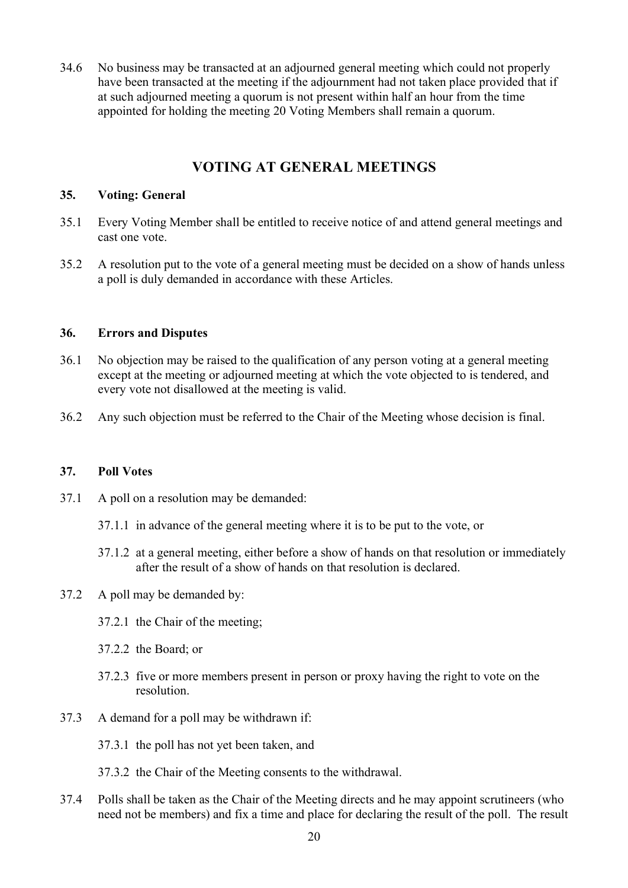34.6 No business may be transacted at an adjourned general meeting which could not properly have been transacted at the meeting if the adjournment had not taken place provided that if at such adjourned meeting a quorum is not present within half an hour from the time appointed for holding the meeting 20 Voting Members shall remain a quorum.

## VOTING AT GENERAL MEETINGS

### 35. Voting: General

35.1 Every Voting Member shall be entitled to receive notice of and attend general meetings and cast one vote.

35.2 A resolution put to the vote of a general meeting must be decided on a show of hands unless a poll is duly demanded in accordance with these Articles.

### 36. Errors and Disputes

36.1 No objection may be raised to the qualification of any person voting at a general meeting except at the meeting or adjourned meeting at which the vote objected to is tendered, and every vote not disallowed at the meeting is valid.

36.2 Any such objection must be referred to the Chair of the Meeting whose decision is final.

### 37. Poll Votes

37.1 A poll on a resolution may be demanded:

37.1.1 in advance of the general meeting where it is to be put to the vote, or

37.1.2 at a general meeting, either before a show of hands on that resolution or immediately after the result of a show of hands on that resolution is declared.

37.2 A poll may be demanded by:

37.2.1 the Chair of the meeting;

37.2.2 the Board; or

37.2.3 five or more members present in person or proxy having the right to vote on the resolution.

37.3 A demand for a poll may be withdrawn if:

37.3.1 the poll has not yet been taken, and

37.3.2 the Chair of the Meeting consents to the withdrawal.

37.4 Polls shall be taken as the Chair of the Meeting directs and he may appoint scrutineers (who need not be members) and fix a time and place for declaring the result of the poll. The result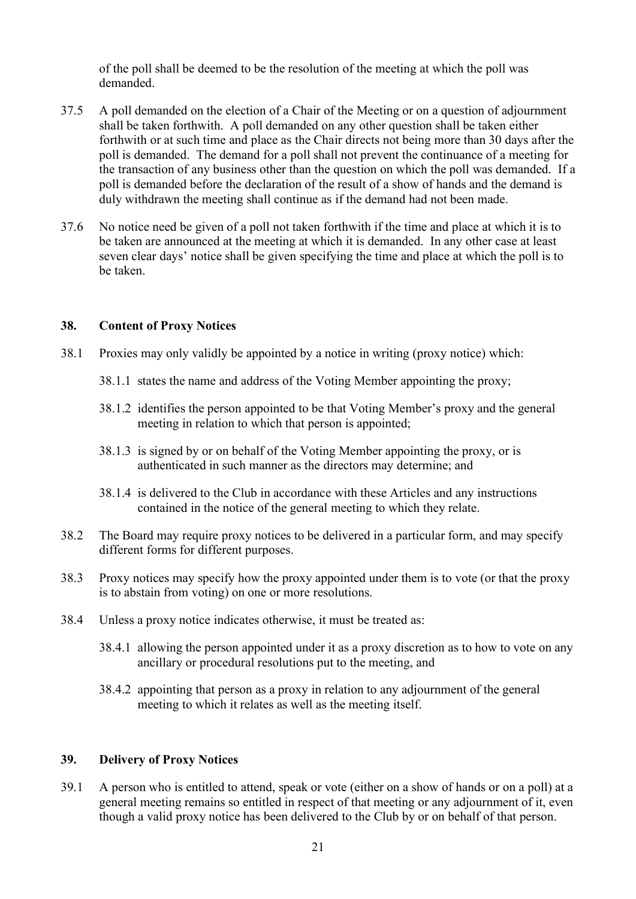of the poll shall be deemed to be the resolution of the meeting at which the poll was demanded.

37.5 A poll demanded on the election of a Chair of the Meeting or on a question of adjournment shall be taken forthwith. A poll demanded on any other question shall be taken either forthwith or at such time and place as the Chair directs not being more than 30 days after the poll is demanded. The demand for a poll shall not prevent the continuance of a meeting for the transaction of any business other than the question on which the poll was demanded. If a poll is demanded before the declaration of the result of a show of hands and the demand is duly withdrawn the meeting shall continue as if the demand had not been made.

37.6 No notice need be given of a poll not taken forthwith if the time and place at which it is to be taken are announced at the meeting at which it is demanded. In any other case at least seven clear days' notice shall be given specifying the time and place at which the poll is to be taken.

## 38. Content of Proxy Notices

38.1 Proxies may only validly be appointed by a notice in writing (proxy notice) which:

38.1.1 states the name and address of the Voting Member appointing the proxy;

38.1.2 identifies the person appointed to be that Voting Member's proxy and the general meeting in relation to which that person is appointed;

38.1.3 is signed by or on behalf of the Voting Member appointing the proxy, or is authenticated in such manner as the directors may determine; and

38.1.4 is delivered to the Club in accordance with these Articles and any instructions contained in the notice of the general meeting to which they relate.

38.2 The Board may require proxy notices to be delivered in a particular form, and may specify different forms for different purposes.

38.3 Proxy notices may specify how the proxy appointed under them is to vote (or that the proxy is to abstain from voting) on one or more resolutions.

38.4 Unless a proxy notice indicates otherwise, it must be treated as:

38.4.1 allowing the person appointed under it as a proxy discretion as to how to vote on any ancillary or procedural resolutions put to the meeting, and

38.4.2 appointing that person as a proxy in relation to any adjournment of the general meeting to which it relates as well as the meeting itself.

## 39. Delivery of Proxy Notices

39.1 A person who is entitled to attend, speak or vote (either on a show of hands or on a poll) at a general meeting remains so entitled in respect of that meeting or any adjournment of it, even though a valid proxy notice has been delivered to the Club by or on behalf of that person.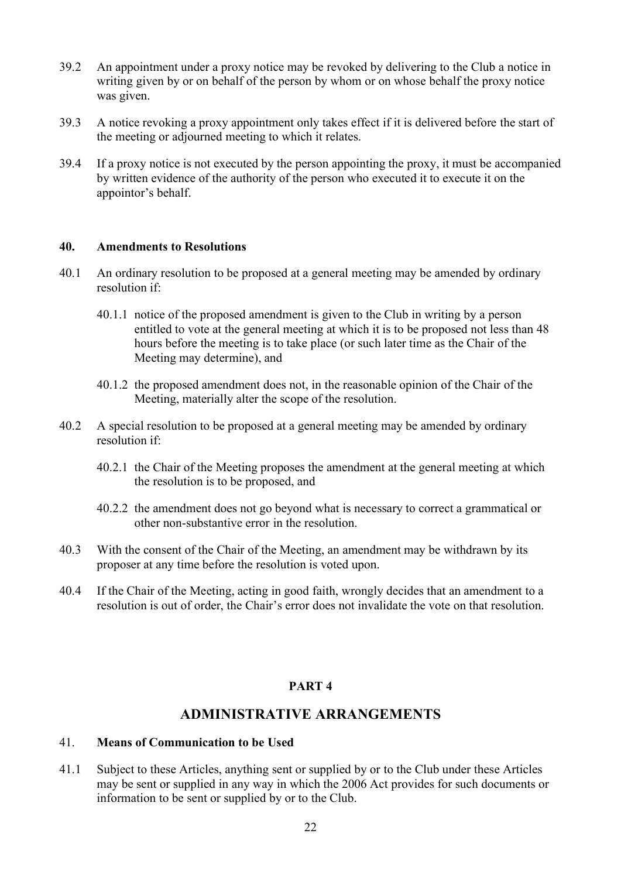39.2 An appointment under a proxy notice may be revoked by delivering to the Club a notice in writing given by or on behalf of the person by whom or on whose behalf the proxy notice was given.

39.3 A notice revoking a proxy appointment only takes effect if it is delivered before the start of the meeting or adjourned meeting to which it relates.

39.4 If a proxy notice is not executed by the person appointing the proxy, it must be accompanied by written evidence of the authority of the person who executed it to execute it on the appointor's behalf.

### 40. Amendments to Resolutions

40.1 An ordinary resolution to be proposed at a general meeting may be amended by ordinary resolution if:

> 40.1.1 notice of the proposed amendment is given to the Club in writing by a person entitled to vote at the general meeting at which it is to be proposed not less than 48 hours before the meeting is to take place (or such later time as the Chair of the Meeting may determine), and
>
> 40.1.2 the proposed amendment does not, in the reasonable opinion of the Chair of the Meeting, materially alter the scope of the resolution.

40.2 A special resolution to be proposed at a general meeting may be amended by ordinary resolution if:

> 40.2.1 the Chair of the Meeting proposes the amendment at the general meeting at which the resolution is to be proposed, and
>
> 40.2.2 the amendment does not go beyond what is necessary to correct a grammatical or other non-substantive error in the resolution.

40.3 With the consent of the Chair of the Meeting, an amendment may be withdrawn by its proposer at any time before the resolution is voted upon.

40.4 If the Chair of the Meeting, acting in good faith, wrongly decides that an amendment to a resolution is out of order, the Chair's error does not invalidate the vote on that resolution.

## PART 4

## ADMINISTRATIVE ARRANGEMENTS

### 41. Means of Communication to be Used

41.1 Subject to these Articles, anything sent or supplied by or to the Club under these Articles may be sent or supplied in any way in which the 2006 Act provides for such documents or information to be sent or supplied by or to the Club.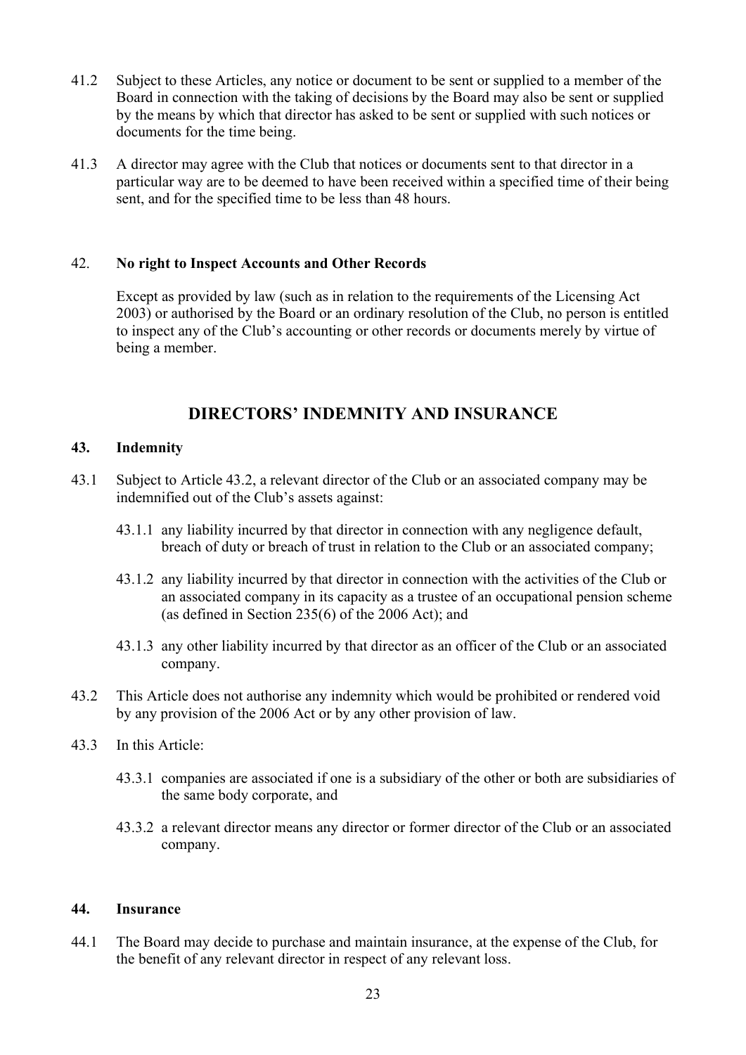41.2 Subject to these Articles, any notice or document to be sent or supplied to a member of the Board in connection with the taking of decisions by the Board may also be sent or supplied by the means by which that director has asked to be sent or supplied with such notices or documents for the time being.

41.3 A director may agree with the Club that notices or documents sent to that director in a particular way are to be deemed to have been received within a specified time of their being sent, and for the specified time to be less than 48 hours.

### 42. No right to Inspect Accounts and Other Records

Except as provided by law (such as in relation to the requirements of the Licensing Act 2003) or authorised by the Board or an ordinary resolution of the Club, no person is entitled to inspect any of the Club's accounting or other records or documents merely by virtue of being a member.

## DIRECTORS' INDEMNITY AND INSURANCE

### 43. Indemnity

43.1 Subject to Article 43.2, a relevant director of the Club or an associated company may be indemnified out of the Club's assets against:

- 43.1.1 any liability incurred by that director in connection with any negligence default, breach of duty or breach of trust in relation to the Club or an associated company;
- 43.1.2 any liability incurred by that director in connection with the activities of the Club or an associated company in its capacity as a trustee of an occupational pension scheme (as defined in Section 235(6) of the 2006 Act); and
- 43.1.3 any other liability incurred by that director as an officer of the Club or an associated company.

43.2 This Article does not authorise any indemnity which would be prohibited or rendered void by any provision of the 2006 Act or by any other provision of law.

43.3 In this Article:

- 43.3.1 companies are associated if one is a subsidiary of the other or both are subsidiaries of the same body corporate, and
- 43.3.2 a relevant director means any director or former director of the Club or an associated company.

### 44. Insurance

44.1 The Board may decide to purchase and maintain insurance, at the expense of the Club, for the benefit of any relevant director in respect of any relevant loss.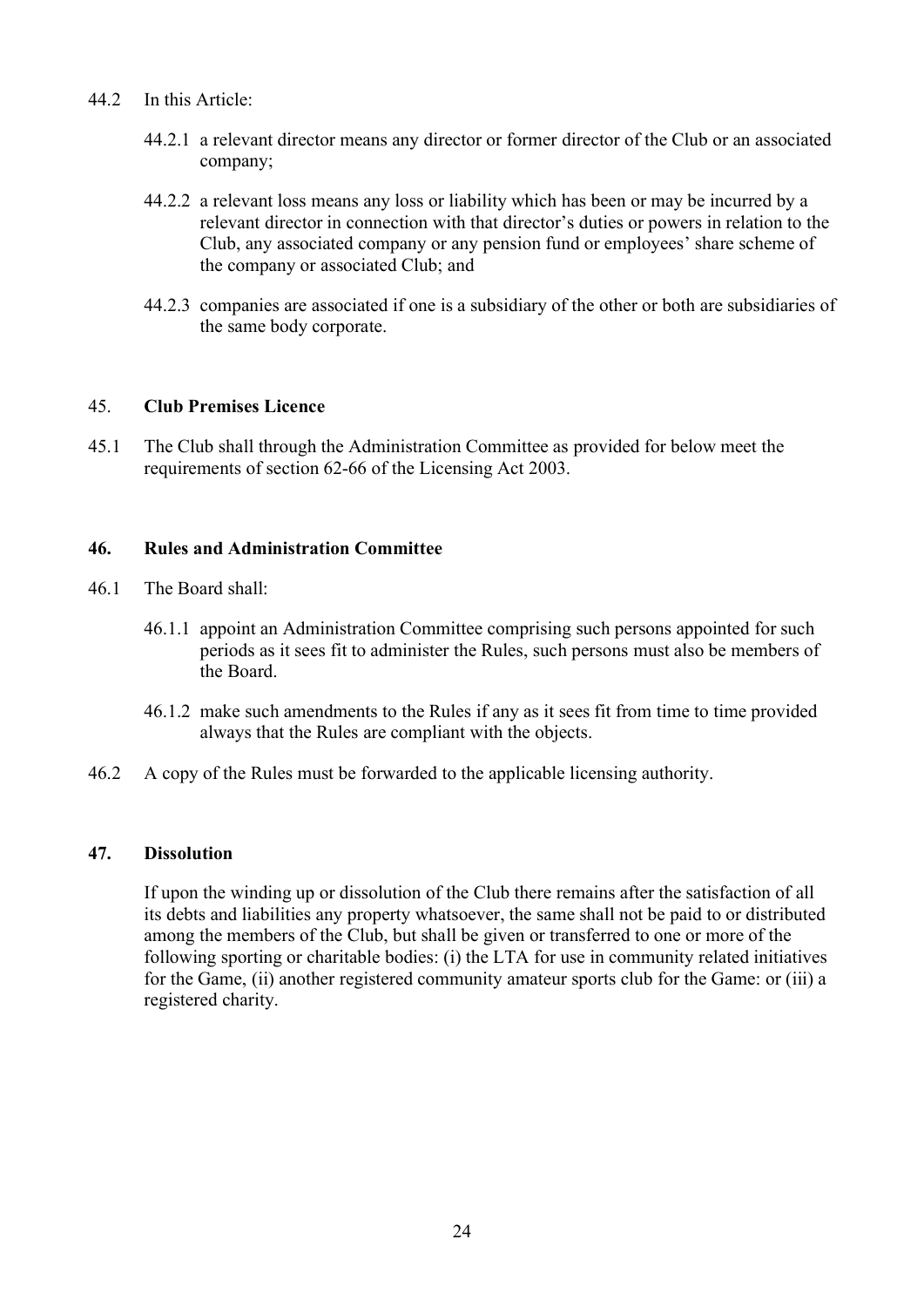44.2 In this Article:

44.2.1 a relevant director means any director or former director of the Club or an associated company;

44.2.2 a relevant loss means any loss or liability which has been or may be incurred by a relevant director in connection with that director's duties or powers in relation to the Club, any associated company or any pension fund or employees' share scheme of the company or associated Club; and

44.2.3 companies are associated if one is a subsidiary of the other or both are subsidiaries of the same body corporate.

## 45. **Club Premises Licence**

45.1 The Club shall through the Administration Committee as provided for below meet the requirements of section 62-66 of the Licensing Act 2003.

## **46. Rules and Administration Committee**

46.1 The Board shall:

46.1.1 appoint an Administration Committee comprising such persons appointed for such periods as it sees fit to administer the Rules, such persons must also be members of the Board.

46.1.2 make such amendments to the Rules if any as it sees fit from time to time provided always that the Rules are compliant with the objects.

46.2 A copy of the Rules must be forwarded to the applicable licensing authority.

## **47. Dissolution**

If upon the winding up or dissolution of the Club there remains after the satisfaction of all its debts and liabilities any property whatsoever, the same shall not be paid to or distributed among the members of the Club, but shall be given or transferred to one or more of the following sporting or charitable bodies: (i) the LTA for use in community related initiatives for the Game, (ii) another registered community amateur sports club for the Game: or (iii) a registered charity.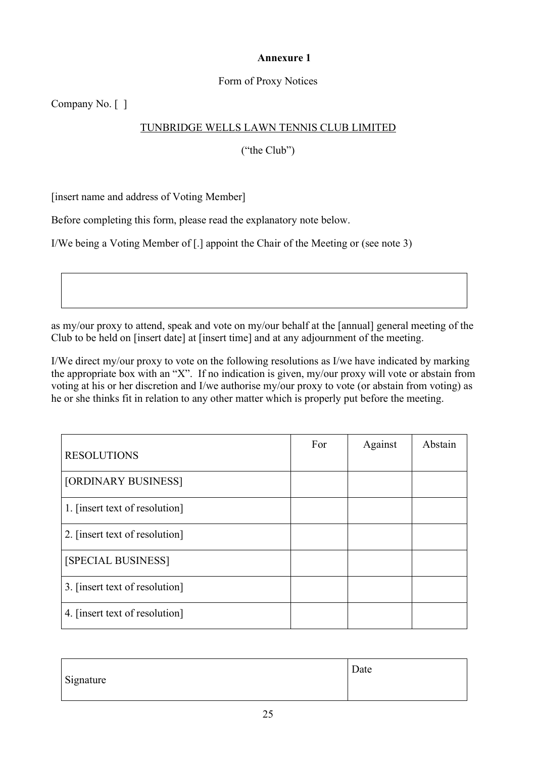**Annexure 1**

Form of Proxy Notices

Company No. [ ]

TUNBRIDGE WELLS LAWN TENNIS CLUB LIMITED

("the Club")

[insert name and address of Voting Member]

Before completing this form, please read the explanatory note below.

I/We being a Voting Member of [.] appoint the Chair of the Meeting or (see note 3)

| |
|---|
| |

as my/our proxy to attend, speak and vote on my/our behalf at the [annual] general meeting of the Club to be held on [insert date] at [insert time] and at any adjournment of the meeting.

I/We direct my/our proxy to vote on the following resolutions as I/we have indicated by marking the appropriate box with an "X". If no indication is given, my/our proxy will vote or abstain from voting at his or her discretion and I/we authorise my/our proxy to vote (or abstain from voting) as he or she thinks fit in relation to any other matter which is properly put before the meeting.

| RESOLUTIONS | For | Against | Abstain |
|---|---|---|---|
| [ORDINARY BUSINESS] | | | |
| 1. [insert text of resolution] | | | |
| 2. [insert text of resolution] | | | |
| [SPECIAL BUSINESS] | | | |
| 3. [insert text of resolution] | | | |
| 4. [insert text of resolution] | | | |

| Signature | Date |
|---|---|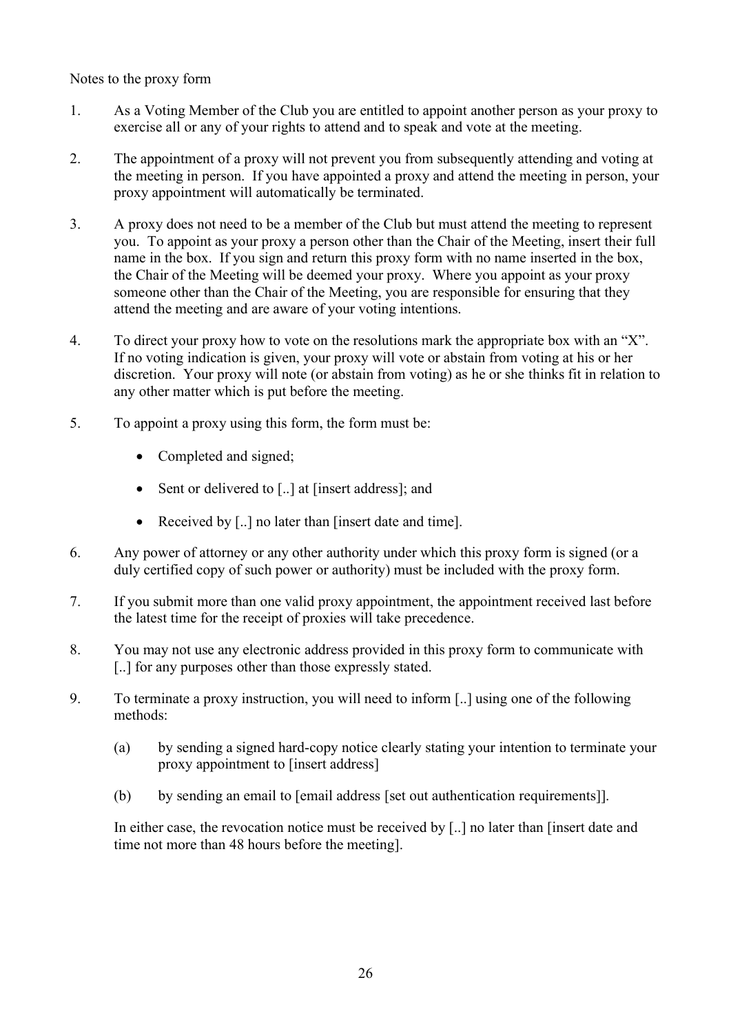Notes to the proxy form

1. As a Voting Member of the Club you are entitled to appoint another person as your proxy to exercise all or any of your rights to attend and to speak and vote at the meeting.

2. The appointment of a proxy will not prevent you from subsequently attending and voting at the meeting in person. If you have appointed a proxy and attend the meeting in person, your proxy appointment will automatically be terminated.

3. A proxy does not need to be a member of the Club but must attend the meeting to represent you. To appoint as your proxy a person other than the Chair of the Meeting, insert their full name in the box. If you sign and return this proxy form with no name inserted in the box, the Chair of the Meeting will be deemed your proxy. Where you appoint as your proxy someone other than the Chair of the Meeting, you are responsible for ensuring that they attend the meeting and are aware of your voting intentions.

4. To direct your proxy how to vote on the resolutions mark the appropriate box with an "X". If no voting indication is given, your proxy will vote or abstain from voting at his or her discretion. Your proxy will note (or abstain from voting) as he or she thinks fit in relation to any other matter which is put before the meeting.

5. To appoint a proxy using this form, the form must be:

   - Completed and signed;
   - Sent or delivered to [..] at [insert address]; and
   - Received by [..] no later than [insert date and time].

6. Any power of attorney or any other authority under which this proxy form is signed (or a duly certified copy of such power or authority) must be included with the proxy form.

7. If you submit more than one valid proxy appointment, the appointment received last before the latest time for the receipt of proxies will take precedence.

8. You may not use any electronic address provided in this proxy form to communicate with [..] for any purposes other than those expressly stated.

9. To terminate a proxy instruction, you will need to inform [..] using one of the following methods:

   (a) by sending a signed hard-copy notice clearly stating your intention to terminate your proxy appointment to [insert address]

   (b) by sending an email to [email address [set out authentication requirements]].

   In either case, the revocation notice must be received by [..] no later than [insert date and time not more than 48 hours before the meeting].